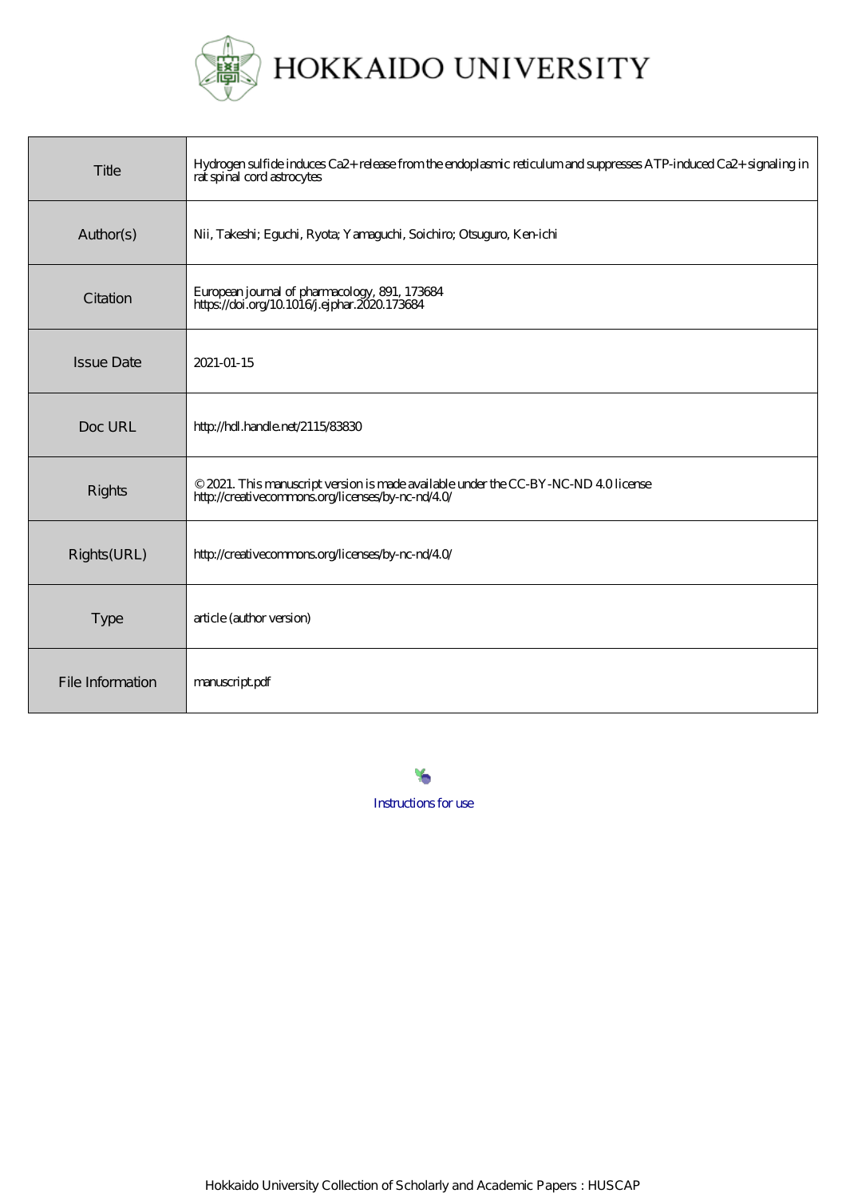# HOKKAIDO UNIVERSITY

| | |
|---|---|
| Title | Hydrogen sulfide induces Ca2+ release from the endoplasmic reticulum and suppresses ATP-induced Ca2+ signaling in rat spinal cord astrocytes |
| Author(s) | Nii, Takeshi; Eguchi, Ryota; Yamaguchi, Soichiro; Otsuguro, Ken-ichi |
| Citation | European journal of pharmacology, 891, 173684<br>https://doi.org/10.1016/j.ejphar.2020.173684 |
| Issue Date | 2021-01-15 |
| Doc URL | http://hdl.handle.net/2115/83830 |
| Rights | © 2021. This manuscript version is made available under the CC-BY-NC-ND 4.0 license<br>http://creativecommons.org/licenses/by-nc-nd/4.0/ |
| Rights(URL) | http://creativecommons.org/licenses/by-nc-nd/4.0/ |
| Type | article (author version) |
| File Information | manuscript.pdf |

Instructions for use

Hokkaido University Collection of Scholarly and Academic Papers : HUSCAP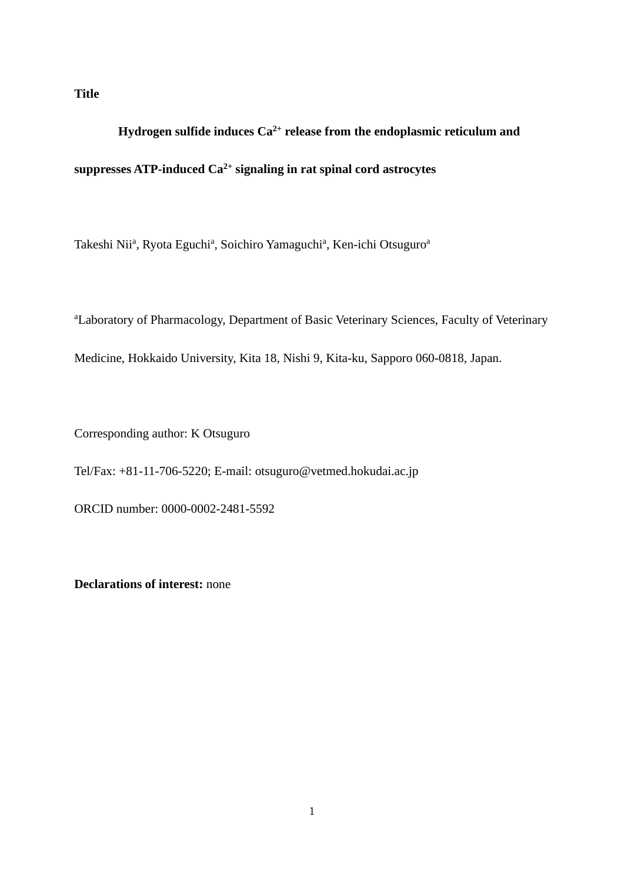**Title**

**Hydrogen sulfide induces $Ca^{2+}$ release from the endoplasmic reticulum and suppresses ATP-induced $Ca^{2+}$ signaling in rat spinal cord astrocytes**

Takeshi Nii[a], Ryota Eguchi[a], Soichiro Yamaguchi[a], Ken-ichi Otsuguro[a]

[a]Laboratory of Pharmacology, Department of Basic Veterinary Sciences, Faculty of Veterinary Medicine, Hokkaido University, Kita 18, Nishi 9, Kita-ku, Sapporo 060-0818, Japan.

Corresponding author: K Otsuguro

Tel/Fax: +81-11-706-5220; E-mail: otsuguro@vetmed.hokudai.ac.jp

ORCID number: 0000-0002-2481-5592

**Declarations of interest:** none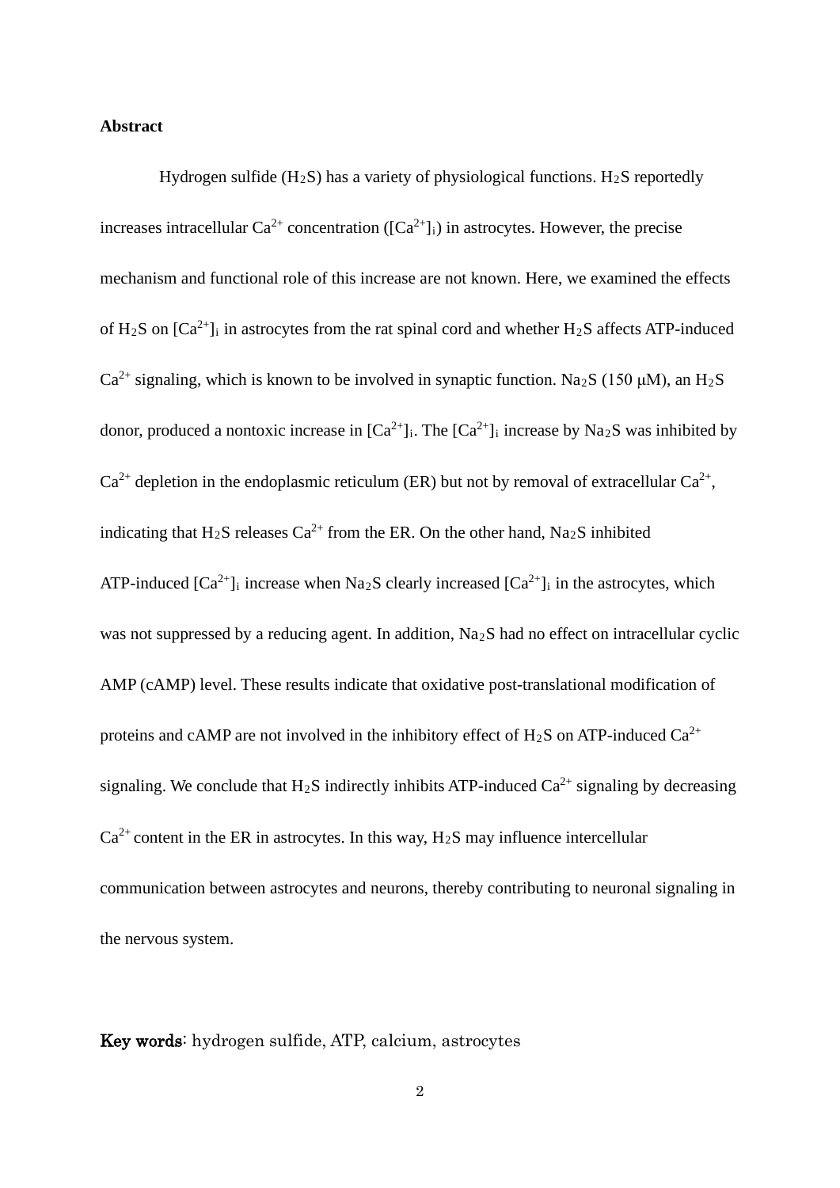**Abstract**

Hydrogen sulfide ($H_2S$) has a variety of physiological functions. $H_2S$ reportedly increases intracellular $Ca^{2+}$ concentration ($[Ca^{2+}]_i$) in astrocytes. However, the precise mechanism and functional role of this increase are not known. Here, we examined the effects of $H_2S$ on $[Ca^{2+}]_i$ in astrocytes from the rat spinal cord and whether $H_2S$ affects ATP-induced $Ca^{2+}$ signaling, which is known to be involved in synaptic function. $Na_2S$ (150 μM), an $H_2S$ donor, produced a nontoxic increase in $[Ca^{2+}]_i$. The $[Ca^{2+}]_i$ increase by $Na_2S$ was inhibited by $Ca^{2+}$ depletion in the endoplasmic reticulum (ER) but not by removal of extracellular $Ca^{2+}$, indicating that $H_2S$ releases $Ca^{2+}$ from the ER. On the other hand, $Na_2S$ inhibited ATP-induced $[Ca^{2+}]_i$ increase when $Na_2S$ clearly increased $[Ca^{2+}]_i$ in the astrocytes, which was not suppressed by a reducing agent. In addition, $Na_2S$ had no effect on intracellular cyclic AMP (cAMP) level. These results indicate that oxidative post-translational modification of proteins and cAMP are not involved in the inhibitory effect of $H_2S$ on ATP-induced $Ca^{2+}$ signaling. We conclude that $H_2S$ indirectly inhibits ATP-induced $Ca^{2+}$ signaling by decreasing $Ca^{2+}$ content in the ER in astrocytes. In this way, $H_2S$ may influence intercellular communication between astrocytes and neurons, thereby contributing to neuronal signaling in the nervous system.

**Key words**: hydrogen sulfide, ATP, calcium, astrocytes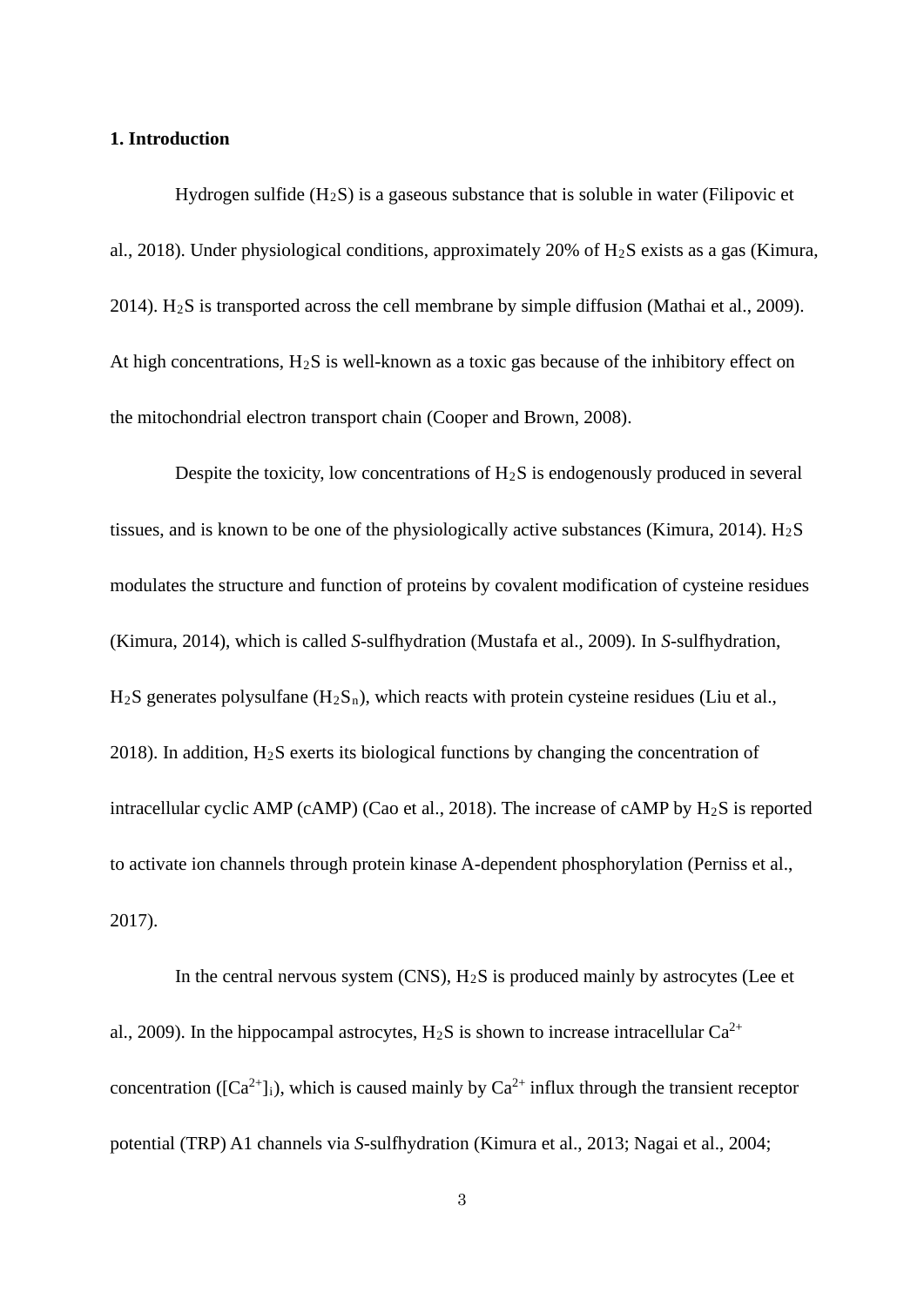## 1. Introduction

Hydrogen sulfide ($H_2S$) is a gaseous substance that is soluble in water (Filipovic et al., 2018). Under physiological conditions, approximately 20% of $H_2S$ exists as a gas (Kimura, 2014). $H_2S$ is transported across the cell membrane by simple diffusion (Mathai et al., 2009). At high concentrations, $H_2S$ is well-known as a toxic gas because of the inhibitory effect on the mitochondrial electron transport chain (Cooper and Brown, 2008).

Despite the toxicity, low concentrations of $H_2S$ is endogenously produced in several tissues, and is known to be one of the physiologically active substances (Kimura, 2014). $H_2S$ modulates the structure and function of proteins by covalent modification of cysteine residues (Kimura, 2014), which is called *S*-sulfhydration (Mustafa et al., 2009). In *S*-sulfhydration, $H_2S$ generates polysulfane ($H_2S_n$), which reacts with protein cysteine residues (Liu et al., 2018). In addition, $H_2S$ exerts its biological functions by changing the concentration of intracellular cyclic AMP (cAMP) (Cao et al., 2018). The increase of cAMP by $H_2S$ is reported to activate ion channels through protein kinase A-dependent phosphorylation (Perniss et al., 2017).

In the central nervous system (CNS), $H_2S$ is produced mainly by astrocytes (Lee et al., 2009). In the hippocampal astrocytes, $H_2S$ is shown to increase intracellular $Ca^{2+}$ concentration ($[Ca^{2+}]_i$), which is caused mainly by $Ca^{2+}$ influx through the transient receptor potential (TRP) A1 channels via *S*-sulfhydration (Kimura et al., 2013; Nagai et al., 2004;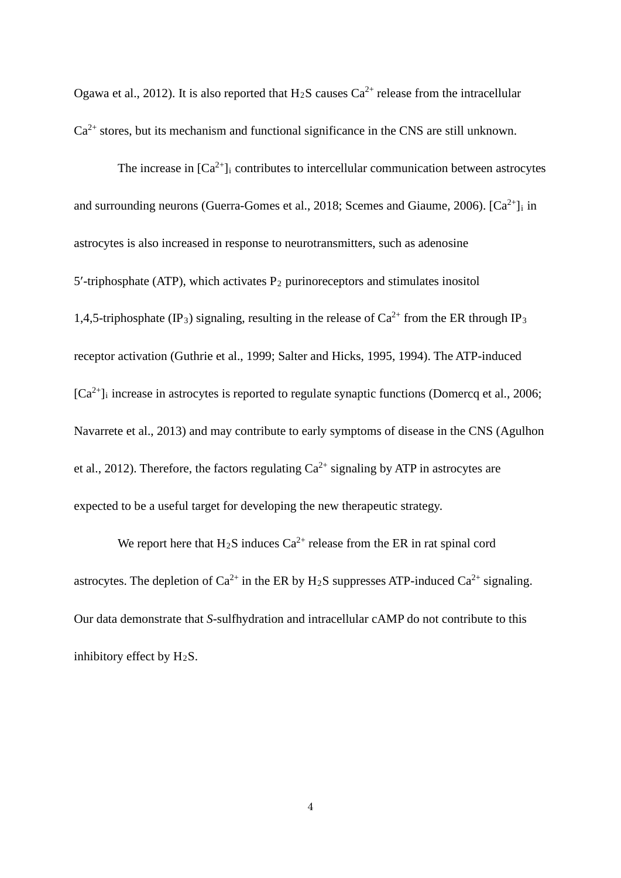Ogawa et al., 2012). It is also reported that $H_2S$ causes $Ca^{2+}$ release from the intracellular $Ca^{2+}$ stores, but its mechanism and functional significance in the CNS are still unknown.

The increase in $[Ca^{2+}]_i$ contributes to intercellular communication between astrocytes and surrounding neurons (Guerra-Gomes et al., 2018; Scemes and Giaume, 2006). $[Ca^{2+}]_i$ in astrocytes is also increased in response to neurotransmitters, such as adenosine 5′-triphosphate (ATP), which activates $P_2$ purinoreceptors and stimulates inositol 1,4,5-triphosphate ($IP_3$) signaling, resulting in the release of $Ca^{2+}$ from the ER through $IP_3$ receptor activation (Guthrie et al., 1999; Salter and Hicks, 1995, 1994). The ATP-induced $[Ca^{2+}]_i$ increase in astrocytes is reported to regulate synaptic functions (Domercq et al., 2006; Navarrete et al., 2013) and may contribute to early symptoms of disease in the CNS (Agulhon et al., 2012). Therefore, the factors regulating $Ca^{2+}$ signaling by ATP in astrocytes are expected to be a useful target for developing the new therapeutic strategy.

We report here that $H_2S$ induces $Ca^{2+}$ release from the ER in rat spinal cord astrocytes. The depletion of $Ca^{2+}$ in the ER by $H_2S$ suppresses ATP-induced $Ca^{2+}$ signaling. Our data demonstrate that *S*-sulfhydration and intracellular cAMP do not contribute to this inhibitory effect by $H_2S$.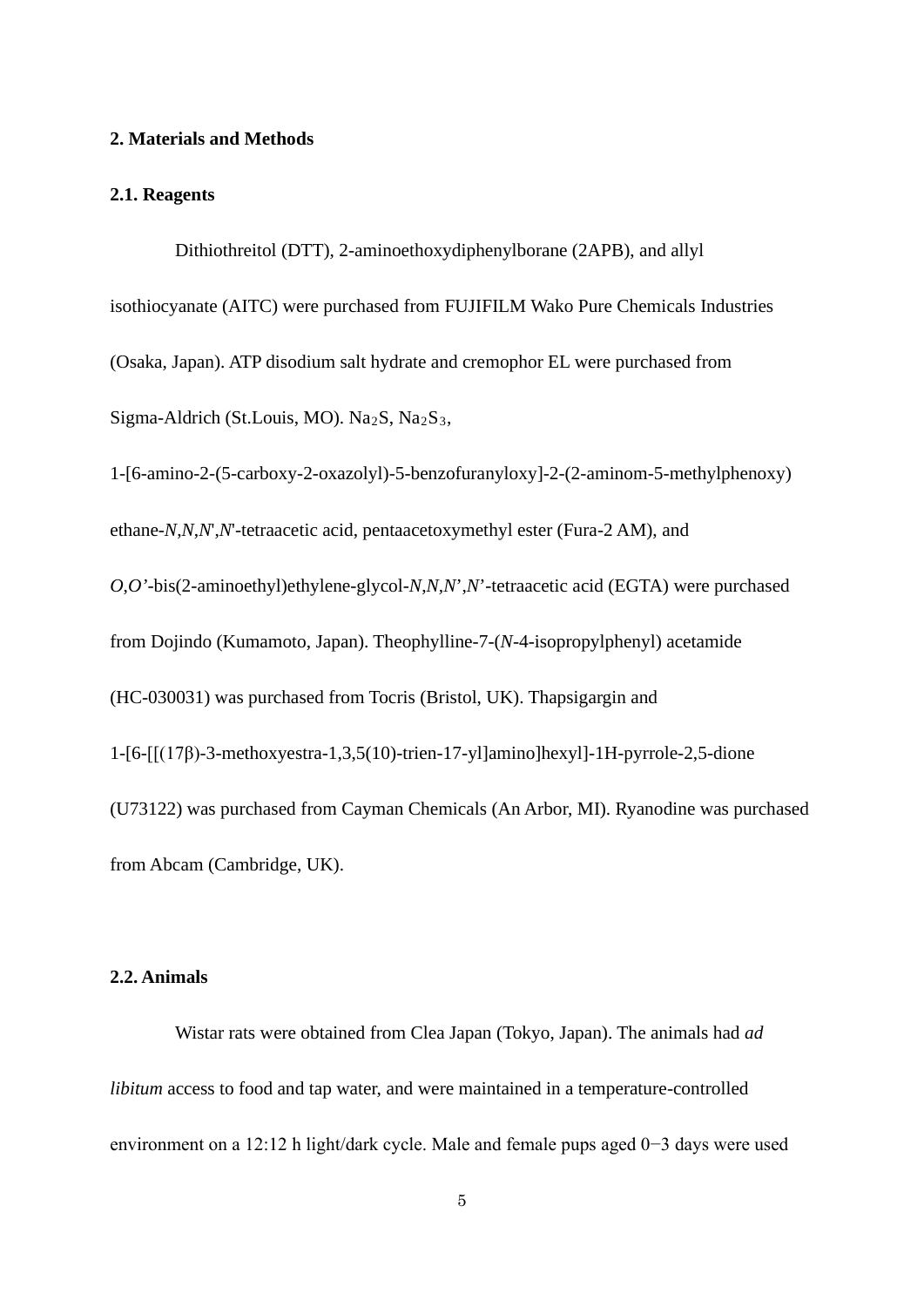## 2. Materials and Methods

### 2.1. Reagents

Dithiothreitol (DTT), 2-aminoethoxydiphenylborane (2APB), and allyl isothiocyanate (AITC) were purchased from FUJIFILM Wako Pure Chemicals Industries (Osaka, Japan). ATP disodium salt hydrate and cremophor EL were purchased from Sigma-Aldrich (St.Louis, MO). $Na_2S$, $Na_2S_3$, 1-[6-amino-2-(5-carboxy-2-oxazolyl)-5-benzofuranyloxy]-2-(2-aminom-5-methylphenoxy) ethane-*N*,*N*,*N'*,*N'*-tetraacetic acid, pentaacetoxymethyl ester (Fura-2 AM), and *O*,*O'*-bis(2-aminoethyl)ethylene-glycol-*N*,*N*,*N'*,*N'*-tetraacetic acid (EGTA) were purchased from Dojindo (Kumamoto, Japan). Theophylline-7-(*N*-4-isopropylphenyl) acetamide (HC-030031) was purchased from Tocris (Bristol, UK). Thapsigargin and 1-[6-[[(17β)-3-methoxyestra-1,3,5(10)-trien-17-yl]amino]hexyl]-1H-pyrrole-2,5-dione (U73122) was purchased from Cayman Chemicals (An Arbor, MI). Ryanodine was purchased from Abcam (Cambridge, UK).

### 2.2. Animals

Wistar rats were obtained from Clea Japan (Tokyo, Japan). The animals had *ad libitum* access to food and tap water, and were maintained in a temperature-controlled environment on a 12:12 h light/dark cycle. Male and female pups aged 0−3 days were used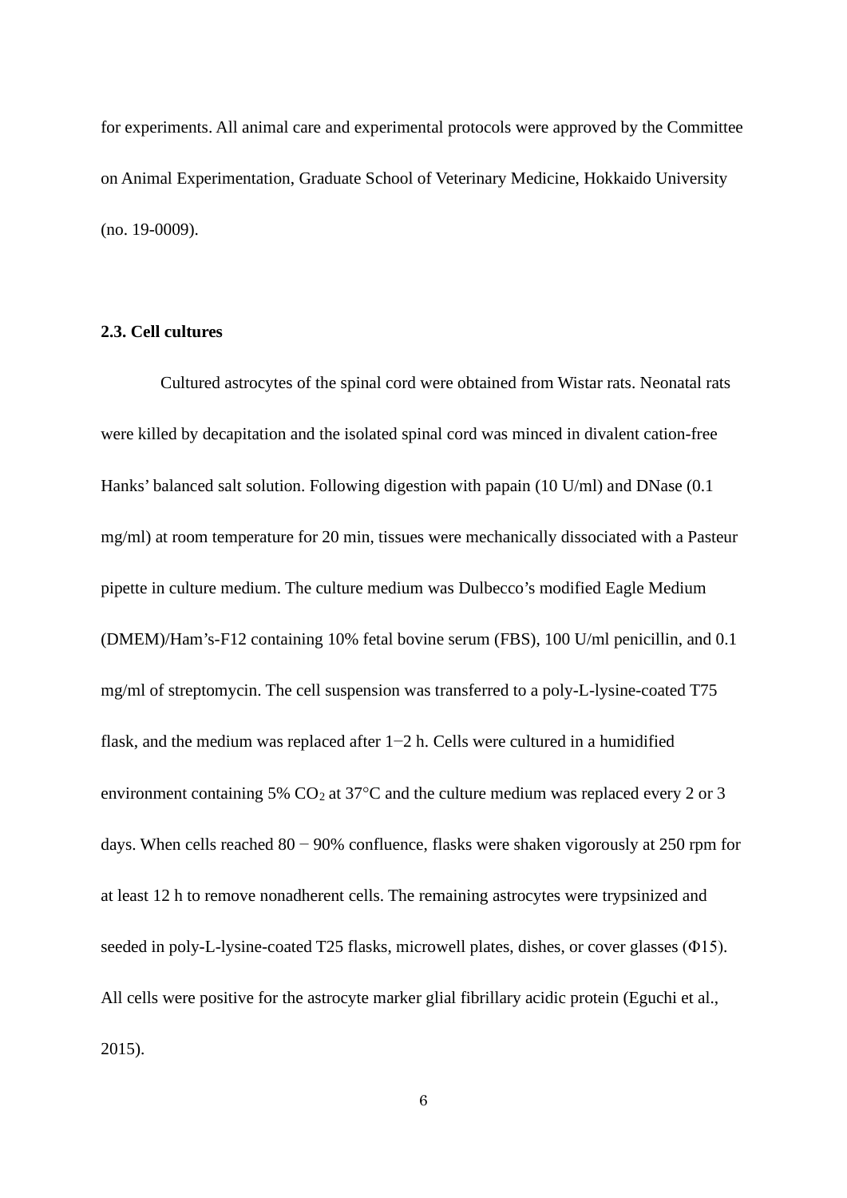for experiments. All animal care and experimental protocols were approved by the Committee on Animal Experimentation, Graduate School of Veterinary Medicine, Hokkaido University (no. 19-0009).

**2.3. Cell cultures**

Cultured astrocytes of the spinal cord were obtained from Wistar rats. Neonatal rats were killed by decapitation and the isolated spinal cord was minced in divalent cation-free Hanks' balanced salt solution. Following digestion with papain (10 U/ml) and DNase (0.1 mg/ml) at room temperature for 20 min, tissues were mechanically dissociated with a Pasteur pipette in culture medium. The culture medium was Dulbecco's modified Eagle Medium (DMEM)/Ham's-F12 containing 10% fetal bovine serum (FBS), 100 U/ml penicillin, and 0.1 mg/ml of streptomycin. The cell suspension was transferred to a poly-L-lysine-coated T75 flask, and the medium was replaced after 1−2 h. Cells were cultured in a humidified environment containing 5% $CO_2$ at 37°C and the culture medium was replaced every 2 or 3 days. When cells reached 80 − 90% confluence, flasks were shaken vigorously at 250 rpm for at least 12 h to remove nonadherent cells. The remaining astrocytes were trypsinized and seeded in poly-L-lysine-coated T25 flasks, microwell plates, dishes, or cover glasses (Φ15). All cells were positive for the astrocyte marker glial fibrillary acidic protein (Eguchi et al., 2015).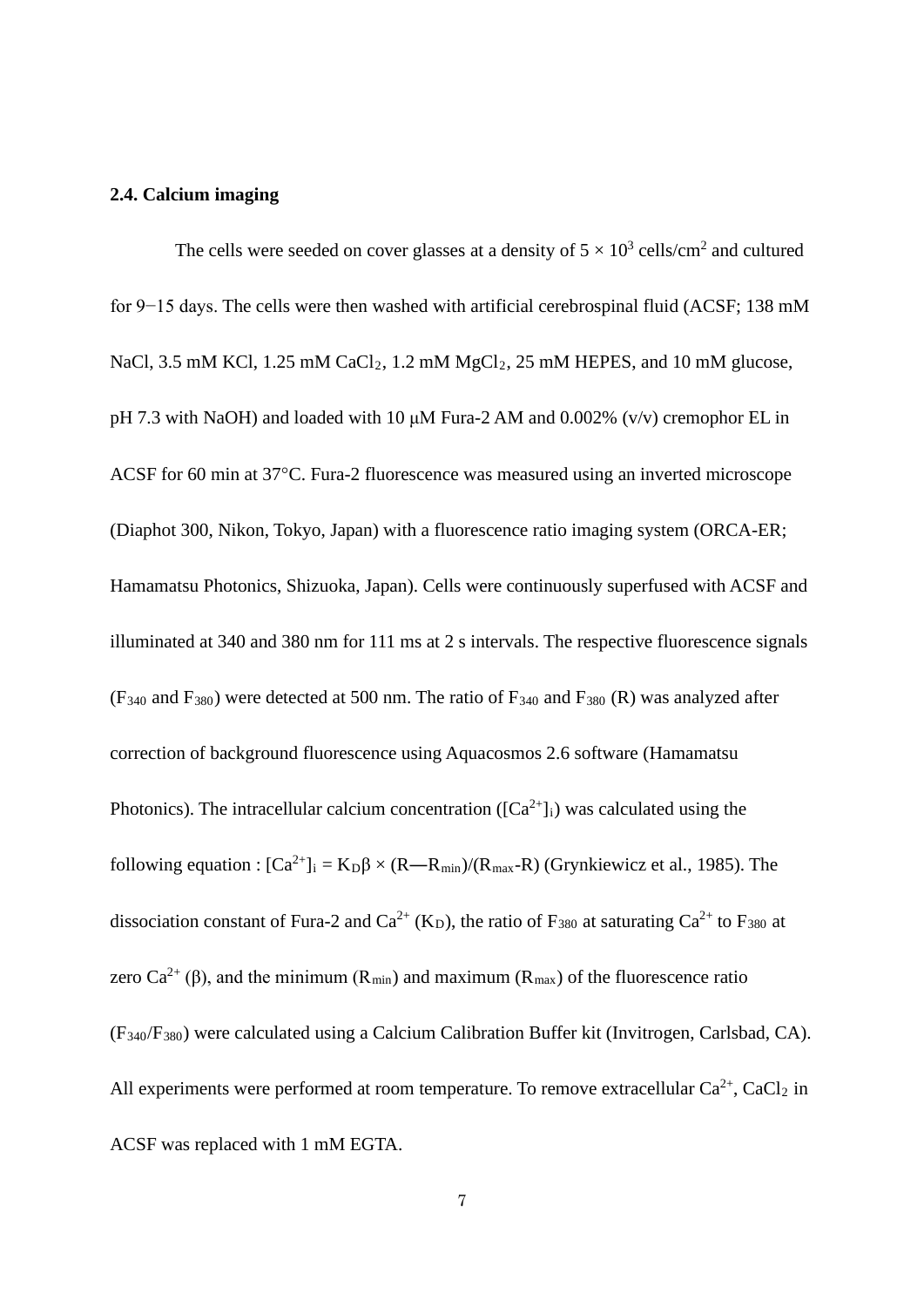**2.4. Calcium imaging**

The cells were seeded on cover glasses at a density of $5 \times 10^3$ cells/cm$^2$ and cultured for 9−15 days. The cells were then washed with artificial cerebrospinal fluid (ACSF; 138 mM NaCl, 3.5 mM KCl, 1.25 mM $CaCl_2$, 1.2 mM $MgCl_2$, 25 mM HEPES, and 10 mM glucose, pH 7.3 with NaOH) and loaded with 10 μM Fura-2 AM and 0.002% (v/v) cremophor EL in ACSF for 60 min at 37°C. Fura-2 fluorescence was measured using an inverted microscope (Diaphot 300, Nikon, Tokyo, Japan) with a fluorescence ratio imaging system (ORCA-ER; Hamamatsu Photonics, Shizuoka, Japan). Cells were continuously superfused with ACSF and illuminated at 340 and 380 nm for 111 ms at 2 s intervals. The respective fluorescence signals ($F_{340}$ and $F_{380}$) were detected at 500 nm. The ratio of $F_{340}$ and $F_{380}$ (R) was analyzed after correction of background fluorescence using Aquacosmos 2.6 software (Hamamatsu Photonics). The intracellular calcium concentration ($[Ca^{2+}]_i$) was calculated using the following equation : $[Ca^{2+}]_i = K_D\beta \times (R - R_{min})/(R_{max} - R)$ (Grynkiewicz et al., 1985). The dissociation constant of Fura-2 and $Ca^{2+}$ ($K_D$), the ratio of $F_{380}$ at saturating $Ca^{2+}$ to $F_{380}$ at zero $Ca^{2+}$ (β), and the minimum ($R_{min}$) and maximum ($R_{max}$) of the fluorescence ratio ($F_{340}/F_{380}$) were calculated using a Calcium Calibration Buffer kit (Invitrogen, Carlsbad, CA). All experiments were performed at room temperature. To remove extracellular $Ca^{2+}$, $CaCl_2$ in ACSF was replaced with 1 mM EGTA.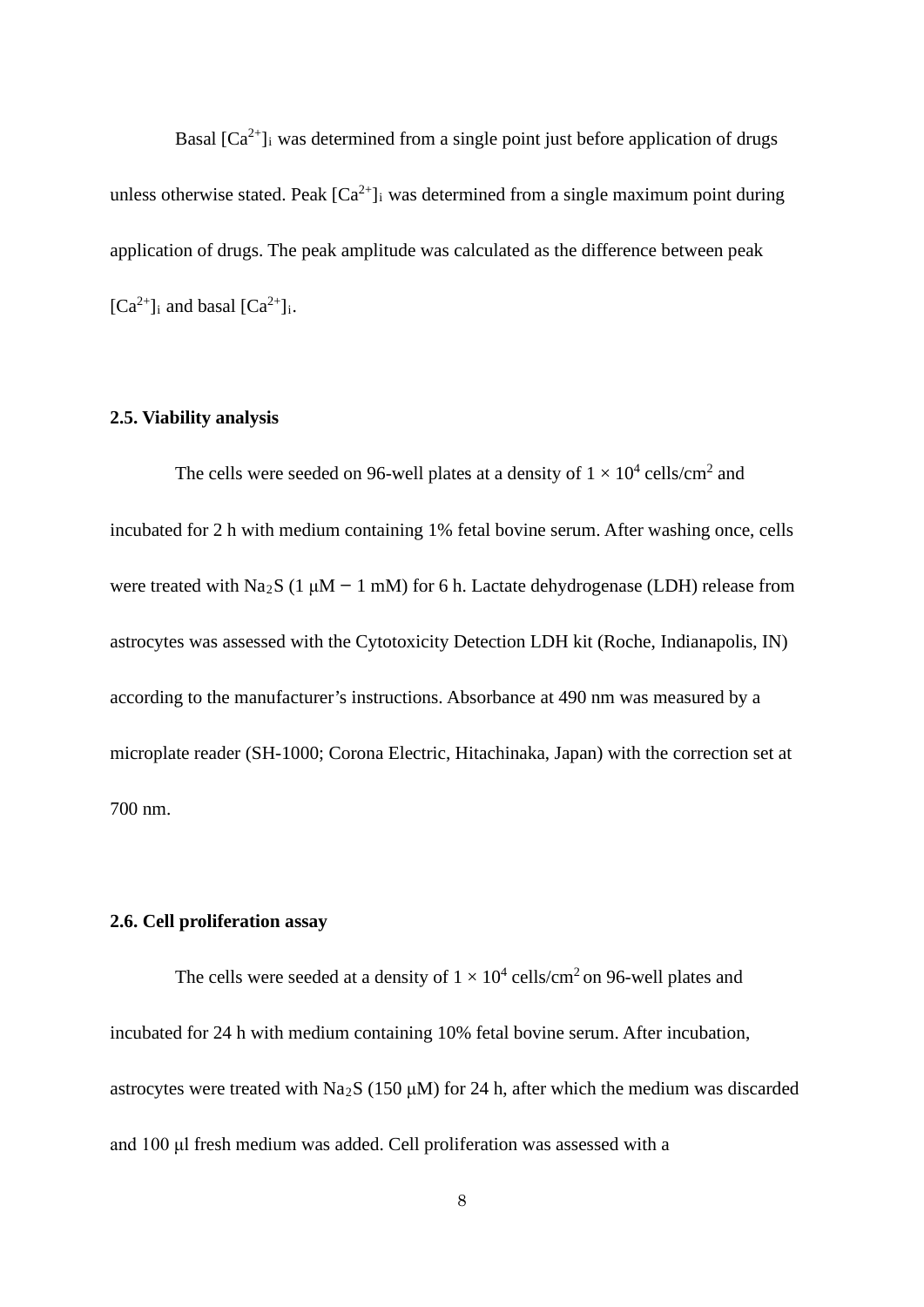Basal $[Ca^{2+}]_i$ was determined from a single point just before application of drugs unless otherwise stated. Peak $[Ca^{2+}]_i$ was determined from a single maximum point during application of drugs. The peak amplitude was calculated as the difference between peak $[Ca^{2+}]_i$ and basal $[Ca^{2+}]_i$.

### 2.5. Viability analysis

The cells were seeded on 96-well plates at a density of $1 \times 10^4$ cells/cm$^2$ and incubated for 2 h with medium containing 1% fetal bovine serum. After washing once, cells were treated with $Na_2S$ (1 μM − 1 mM) for 6 h. Lactate dehydrogenase (LDH) release from astrocytes was assessed with the Cytotoxicity Detection LDH kit (Roche, Indianapolis, IN) according to the manufacturer's instructions. Absorbance at 490 nm was measured by a microplate reader (SH-1000; Corona Electric, Hitachinaka, Japan) with the correction set at 700 nm.

### 2.6. Cell proliferation assay

The cells were seeded at a density of $1 \times 10^4$ cells/cm$^2$ on 96-well plates and incubated for 24 h with medium containing 10% fetal bovine serum. After incubation, astrocytes were treated with $Na_2S$ (150 μM) for 24 h, after which the medium was discarded and 100 μl fresh medium was added. Cell proliferation was assessed with a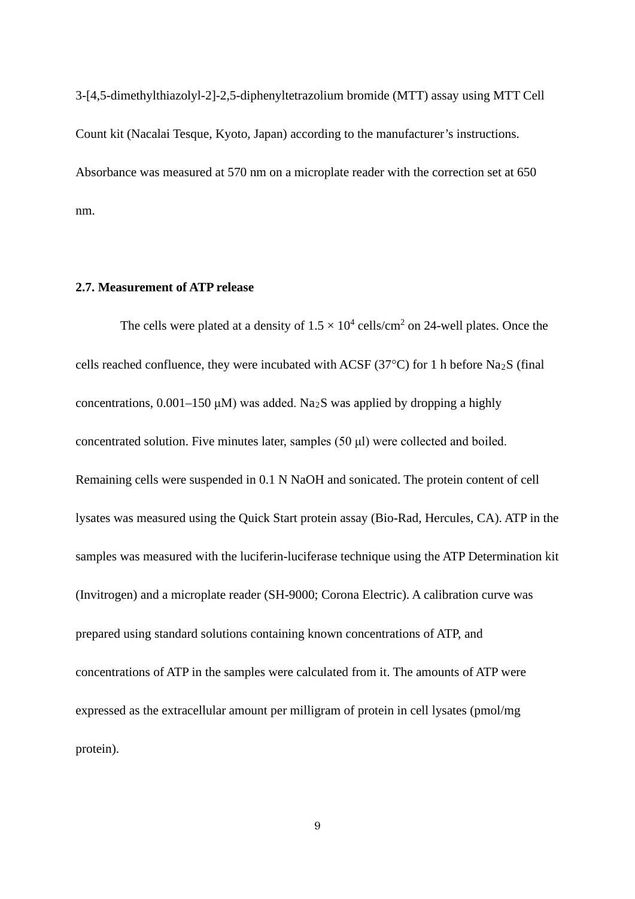3-[4,5-dimethylthiazolyl-2]-2,5-diphenyltetrazolium bromide (MTT) assay using MTT Cell Count kit (Nacalai Tesque, Kyoto, Japan) according to the manufacturer's instructions. Absorbance was measured at 570 nm on a microplate reader with the correction set at 650 nm.

### 2.7. Measurement of ATP release

The cells were plated at a density of $1.5 \times 10^4$ cells/cm$^2$ on 24-well plates. Once the cells reached confluence, they were incubated with ACSF (37°C) for 1 h before $Na_2S$ (final concentrations, 0.001–150 μM) was added. $Na_2S$ was applied by dropping a highly concentrated solution. Five minutes later, samples (50 μl) were collected and boiled. Remaining cells were suspended in 0.1 N NaOH and sonicated. The protein content of cell lysates was measured using the Quick Start protein assay (Bio-Rad, Hercules, CA). ATP in the samples was measured with the luciferin-luciferase technique using the ATP Determination kit (Invitrogen) and a microplate reader (SH-9000; Corona Electric). A calibration curve was prepared using standard solutions containing known concentrations of ATP, and concentrations of ATP in the samples were calculated from it. The amounts of ATP were expressed as the extracellular amount per milligram of protein in cell lysates (pmol/mg protein).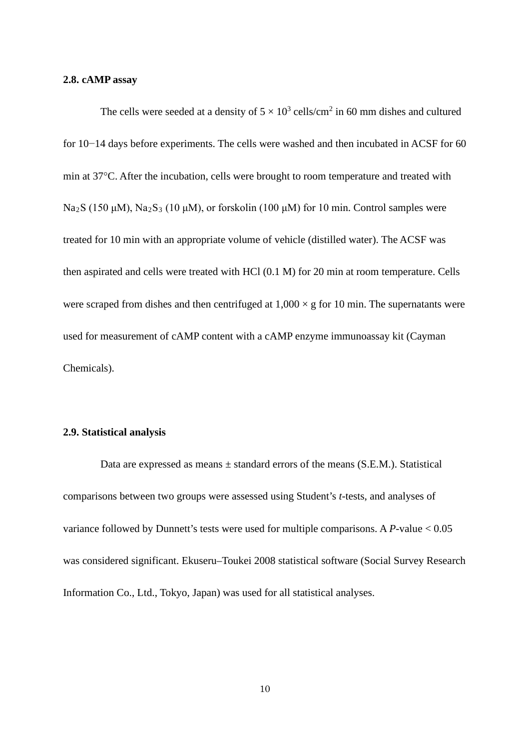### 2.8. cAMP assay

The cells were seeded at a density of $5 \times 10^3$ cells/cm$^2$ in 60 mm dishes and cultured for 10−14 days before experiments. The cells were washed and then incubated in ACSF for 60 min at 37°C. After the incubation, cells were brought to room temperature and treated with $Na_2S$ (150 μM), $Na_2S_3$ (10 μM), or forskolin (100 μM) for 10 min. Control samples were treated for 10 min with an appropriate volume of vehicle (distilled water). The ACSF was then aspirated and cells were treated with HCl (0.1 M) for 20 min at room temperature. Cells were scraped from dishes and then centrifuged at $1{,}000 \times g$ for 10 min. The supernatants were used for measurement of cAMP content with a cAMP enzyme immunoassay kit (Cayman Chemicals).

### 2.9. Statistical analysis

Data are expressed as means ± standard errors of the means (S.E.M.). Statistical comparisons between two groups were assessed using Student's *t*-tests, and analyses of variance followed by Dunnett's tests were used for multiple comparisons. A $P$-value $< 0.05$ was considered significant. Ekuseru–Toukei 2008 statistical software (Social Survey Research Information Co., Ltd., Tokyo, Japan) was used for all statistical analyses.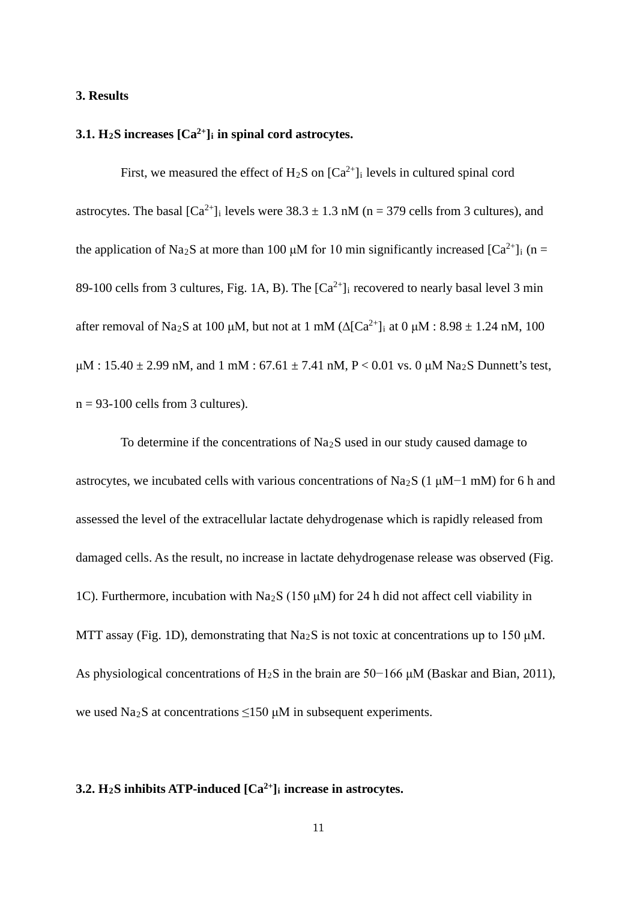## 3. Results

### 3.1. $H_2S$ increases $[Ca^{2+}]_i$ in spinal cord astrocytes.

First, we measured the effect of $H_2S$ on $[Ca^{2+}]_i$ levels in cultured spinal cord astrocytes. The basal $[Ca^{2+}]_i$ levels were 38.3 ± 1.3 nM (n = 379 cells from 3 cultures), and the application of $Na_2S$ at more than 100 μM for 10 min significantly increased $[Ca^{2+}]_i$ (n = 89-100 cells from 3 cultures, Fig. 1A, B). The $[Ca^{2+}]_i$ recovered to nearly basal level 3 min after removal of $Na_2S$ at 100 μM, but not at 1 mM ($\Delta[Ca^{2+}]_i$ at 0 μM : 8.98 ± 1.24 nM, 100 μM : 15.40 ± 2.99 nM, and 1 mM : 67.61 ± 7.41 nM, $P < 0.01$ vs. 0 μM $Na_2S$ Dunnett's test, n = 93-100 cells from 3 cultures).

To determine if the concentrations of $Na_2S$ used in our study caused damage to astrocytes, we incubated cells with various concentrations of $Na_2S$ (1 μM−1 mM) for 6 h and assessed the level of the extracellular lactate dehydrogenase which is rapidly released from damaged cells. As the result, no increase in lactate dehydrogenase release was observed (Fig. 1C). Furthermore, incubation with $Na_2S$ (150 μM) for 24 h did not affect cell viability in MTT assay (Fig. 1D), demonstrating that $Na_2S$ is not toxic at concentrations up to 150 μM. As physiological concentrations of $H_2S$ in the brain are 50−166 μM (Baskar and Bian, 2011), we used $Na_2S$ at concentrations ≤150 μM in subsequent experiments.

### 3.2. $H_2S$ inhibits ATP-induced $[Ca^{2+}]_i$ increase in astrocytes.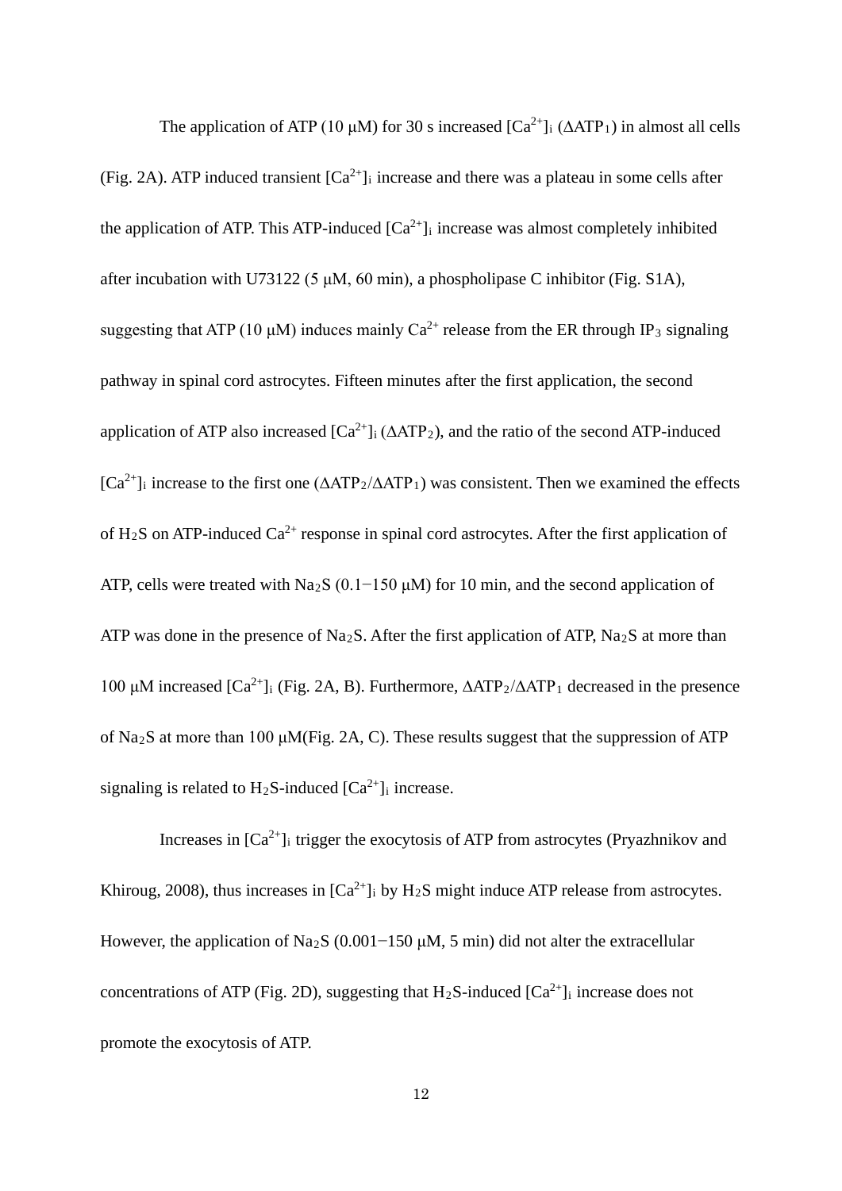The application of ATP (10 μM) for 30 s increased $[Ca^{2+}]_i$ ($\Delta ATP_1$) in almost all cells (Fig. 2A). ATP induced transient $[Ca^{2+}]_i$ increase and there was a plateau in some cells after the application of ATP. This ATP-induced $[Ca^{2+}]_i$ increase was almost completely inhibited after incubation with U73122 (5 μM, 60 min), a phospholipase C inhibitor (Fig. S1A), suggesting that ATP (10 μM) induces mainly $Ca^{2+}$ release from the ER through $IP_3$ signaling pathway in spinal cord astrocytes. Fifteen minutes after the first application, the second application of ATP also increased $[Ca^{2+}]_i$ ($\Delta ATP_2$), and the ratio of the second ATP-induced $[Ca^{2+}]_i$ increase to the first one ($\Delta ATP_2/\Delta ATP_1$) was consistent. Then we examined the effects of $H_2S$ on ATP-induced $Ca^{2+}$ response in spinal cord astrocytes. After the first application of ATP, cells were treated with $Na_2S$ (0.1−150 μM) for 10 min, and the second application of ATP was done in the presence of $Na_2S$. After the first application of ATP, $Na_2S$ at more than 100 μM increased $[Ca^{2+}]_i$ (Fig. 2A, B). Furthermore, $\Delta ATP_2/\Delta ATP_1$ decreased in the presence of $Na_2S$ at more than 100 μM(Fig. 2A, C). These results suggest that the suppression of ATP signaling is related to $H_2S$-induced $[Ca^{2+}]_i$ increase.

Increases in $[Ca^{2+}]_i$ trigger the exocytosis of ATP from astrocytes (Pryazhnikov and Khiroug, 2008), thus increases in $[Ca^{2+}]_i$ by $H_2S$ might induce ATP release from astrocytes. However, the application of $Na_2S$ (0.001−150 μM, 5 min) did not alter the extracellular concentrations of ATP (Fig. 2D), suggesting that $H_2S$-induced $[Ca^{2+}]_i$ increase does not promote the exocytosis of ATP.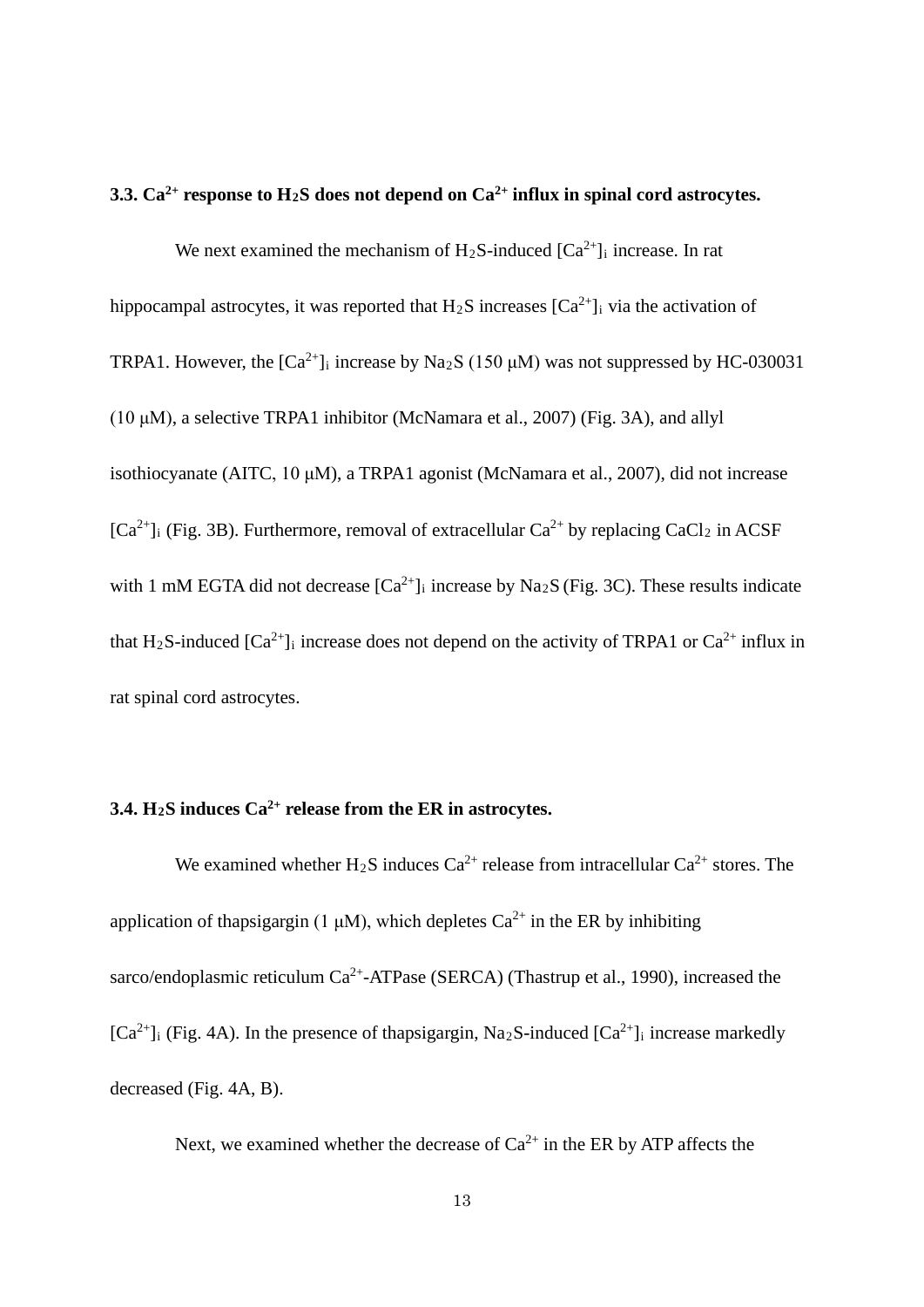### 3.3. $Ca^{2+}$ response to $H_2S$ does not depend on $Ca^{2+}$ influx in spinal cord astrocytes.

We next examined the mechanism of $H_2S$-induced $[Ca^{2+}]_i$ increase. In rat hippocampal astrocytes, it was reported that $H_2S$ increases $[Ca^{2+}]_i$ via the activation of TRPA1. However, the $[Ca^{2+}]_i$ increase by $Na_2S$ (150 μM) was not suppressed by HC-030031 (10 μM), a selective TRPA1 inhibitor (McNamara et al., 2007) (Fig. 3A), and allyl isothiocyanate (AITC, 10 μM), a TRPA1 agonist (McNamara et al., 2007), did not increase $[Ca^{2+}]_i$ (Fig. 3B). Furthermore, removal of extracellular $Ca^{2+}$ by replacing $CaCl_2$ in ACSF with 1 mM EGTA did not decrease $[Ca^{2+}]_i$ increase by $Na_2S$ (Fig. 3C). These results indicate that $H_2S$-induced $[Ca^{2+}]_i$ increase does not depend on the activity of TRPA1 or $Ca^{2+}$ influx in rat spinal cord astrocytes.

### 3.4. $H_2S$ induces $Ca^{2+}$ release from the ER in astrocytes.

We examined whether $H_2S$ induces $Ca^{2+}$ release from intracellular $Ca^{2+}$ stores. The application of thapsigargin (1 μM), which depletes $Ca^{2+}$ in the ER by inhibiting sarco/endoplasmic reticulum $Ca^{2+}$-ATPase (SERCA) (Thastrup et al., 1990), increased the $[Ca^{2+}]_i$ (Fig. 4A). In the presence of thapsigargin, $Na_2S$-induced $[Ca^{2+}]_i$ increase markedly decreased (Fig. 4A, B).

Next, we examined whether the decrease of $Ca^{2+}$ in the ER by ATP affects the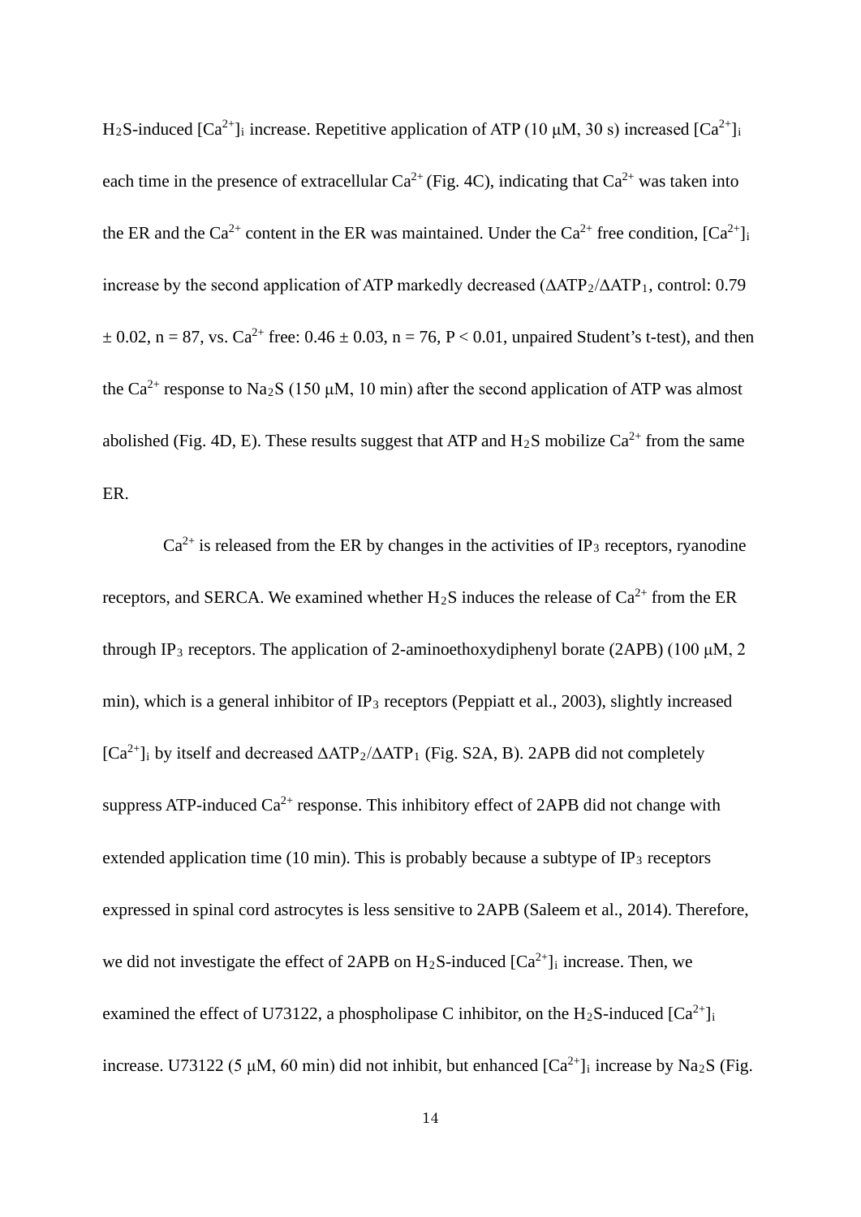$H_2S$-induced $[Ca^{2+}]_i$ increase. Repetitive application of ATP (10 μM, 30 s) increased $[Ca^{2+}]_i$ each time in the presence of extracellular $Ca^{2+}$ (Fig. 4C), indicating that $Ca^{2+}$ was taken into the ER and the $Ca^{2+}$ content in the ER was maintained. Under the $Ca^{2+}$ free condition, $[Ca^{2+}]_i$ increase by the second application of ATP markedly decreased ($\Delta ATP_2/\Delta ATP_1$, control: 0.79 ± 0.02, n = 87, vs. $Ca^{2+}$ free: 0.46 ± 0.03, n = 76, $P < 0.01$, unpaired Student's t-test), and then the $Ca^{2+}$ response to $Na_2S$ (150 μM, 10 min) after the second application of ATP was almost abolished (Fig. 4D, E). These results suggest that ATP and $H_2S$ mobilize $Ca^{2+}$ from the same ER.

$Ca^{2+}$ is released from the ER by changes in the activities of $IP_3$ receptors, ryanodine receptors, and SERCA. We examined whether $H_2S$ induces the release of $Ca^{2+}$ from the ER through $IP_3$ receptors. The application of 2-aminoethoxydiphenyl borate (2APB) (100 μM, 2 min), which is a general inhibitor of $IP_3$ receptors (Peppiatt et al., 2003), slightly increased $[Ca^{2+}]_i$ by itself and decreased $\Delta ATP_2/\Delta ATP_1$ (Fig. S2A, B). 2APB did not completely suppress ATP-induced $Ca^{2+}$ response. This inhibitory effect of 2APB did not change with extended application time (10 min). This is probably because a subtype of $IP_3$ receptors expressed in spinal cord astrocytes is less sensitive to 2APB (Saleem et al., 2014). Therefore, we did not investigate the effect of 2APB on $H_2S$-induced $[Ca^{2+}]_i$ increase. Then, we examined the effect of U73122, a phospholipase C inhibitor, on the $H_2S$-induced $[Ca^{2+}]_i$ increase. U73122 (5 μM, 60 min) did not inhibit, but enhanced $[Ca^{2+}]_i$ increase by $Na_2S$ (Fig.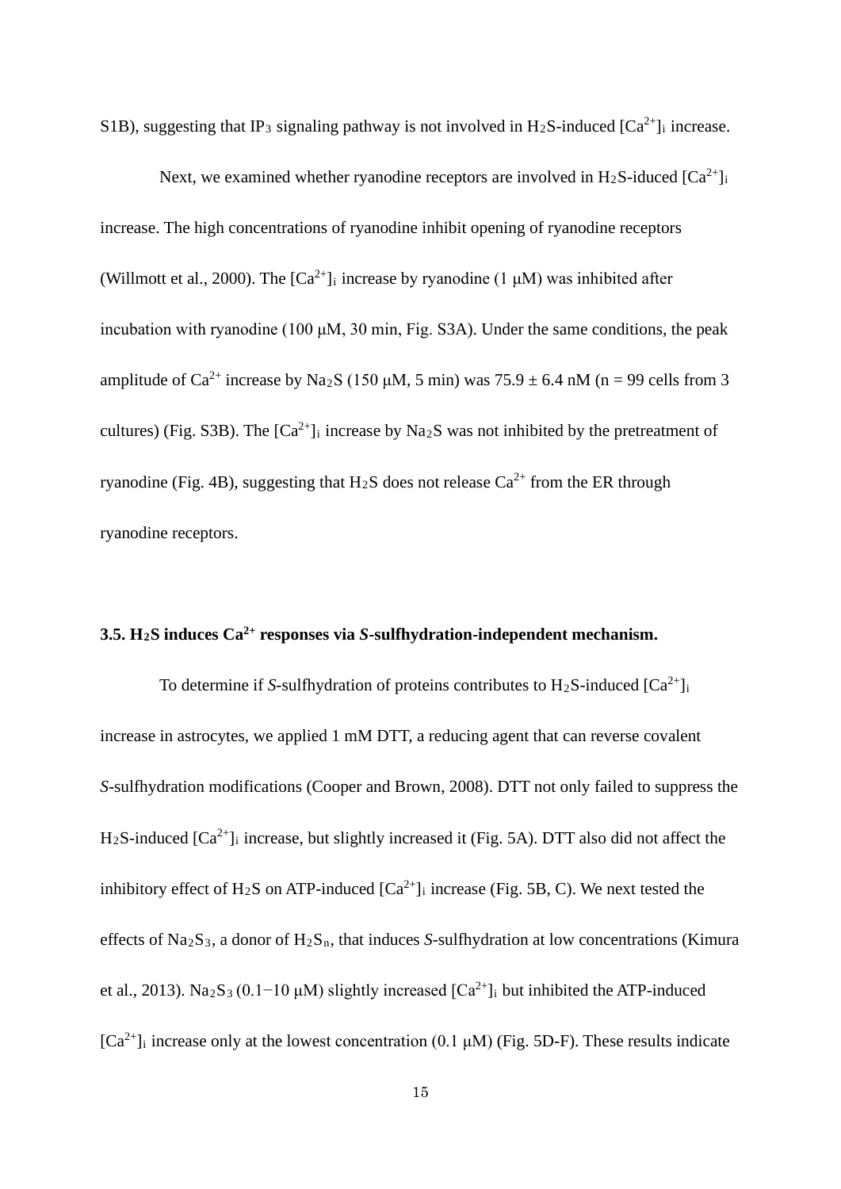S1B), suggesting that $IP_3$ signaling pathway is not involved in $H_2S$-induced $[Ca^{2+}]_i$ increase.

Next, we examined whether ryanodine receptors are involved in $H_2S$-iduced $[Ca^{2+}]_i$ increase. The high concentrations of ryanodine inhibit opening of ryanodine receptors (Willmott et al., 2000). The $[Ca^{2+}]_i$ increase by ryanodine (1 μM) was inhibited after incubation with ryanodine (100 μM, 30 min, Fig. S3A). Under the same conditions, the peak amplitude of $Ca^{2+}$ increase by $Na_2S$ (150 μM, 5 min) was 75.9 ± 6.4 nM (n = 99 cells from 3 cultures) (Fig. S3B). The $[Ca^{2+}]_i$ increase by $Na_2S$ was not inhibited by the pretreatment of ryanodine (Fig. 4B), suggesting that $H_2S$ does not release $Ca^{2+}$ from the ER through ryanodine receptors.

### 3.5. $H_2S$ induces $Ca^{2+}$ responses via *S*-sulfhydration-independent mechanism.

To determine if *S*-sulfhydration of proteins contributes to $H_2S$-induced $[Ca^{2+}]_i$ increase in astrocytes, we applied 1 mM DTT, a reducing agent that can reverse covalent *S*-sulfhydration modifications (Cooper and Brown, 2008). DTT not only failed to suppress the $H_2S$-induced $[Ca^{2+}]_i$ increase, but slightly increased it (Fig. 5A). DTT also did not affect the inhibitory effect of $H_2S$ on ATP-induced $[Ca^{2+}]_i$ increase (Fig. 5B, C). We next tested the effects of $Na_2S_3$, a donor of $H_2S_n$, that induces *S*-sulfhydration at low concentrations (Kimura et al., 2013). $Na_2S_3$ (0.1−10 μM) slightly increased $[Ca^{2+}]_i$ but inhibited the ATP-induced $[Ca^{2+}]_i$ increase only at the lowest concentration (0.1 μM) (Fig. 5D-F). These results indicate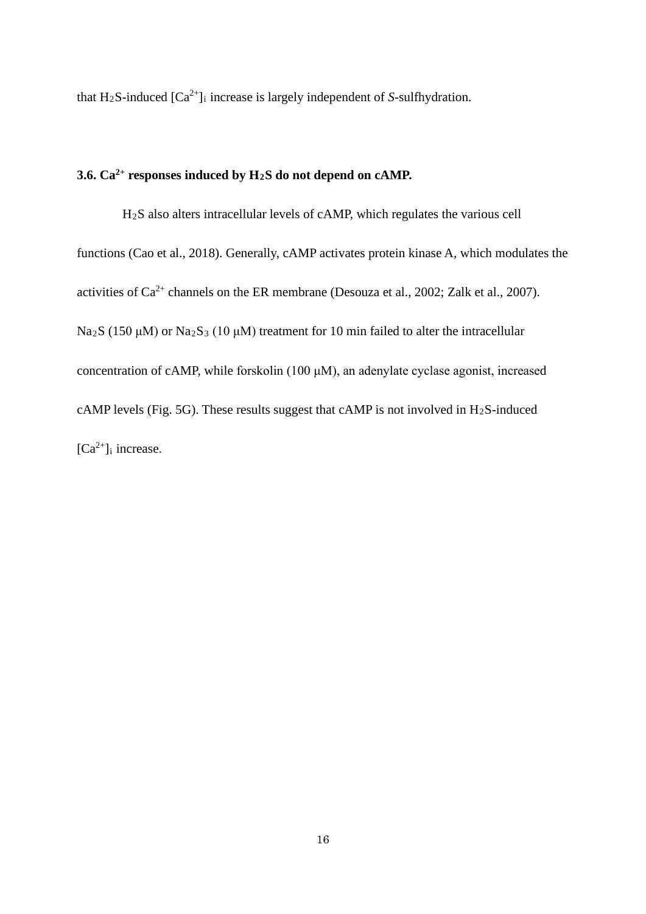that $H_2S$-induced $[Ca^{2+}]_i$ increase is largely independent of *S*-sulfhydration.

### 3.6. $Ca^{2+}$ responses induced by $H_2S$ do not depend on cAMP.

$H_2S$ also alters intracellular levels of cAMP, which regulates the various cell functions (Cao et al., 2018). Generally, cAMP activates protein kinase A, which modulates the activities of $Ca^{2+}$ channels on the ER membrane (Desouza et al., 2002; Zalk et al., 2007). $Na_2S$ (150 μM) or $Na_2S_3$ (10 μM) treatment for 10 min failed to alter the intracellular concentration of cAMP, while forskolin (100 μM), an adenylate cyclase agonist, increased cAMP levels (Fig. 5G). These results suggest that cAMP is not involved in $H_2S$-induced $[Ca^{2+}]_i$ increase.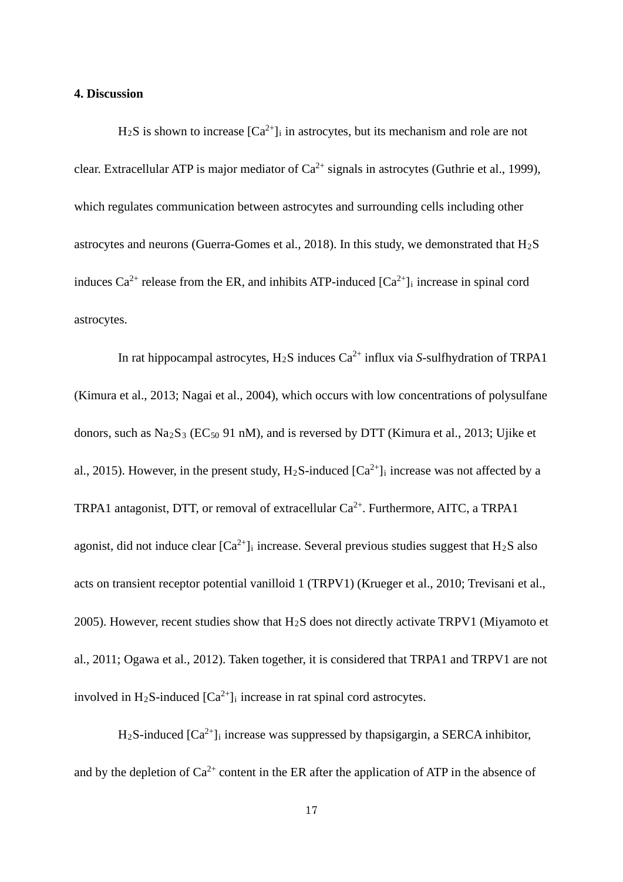**4. Discussion**

$H_2S$ is shown to increase $[Ca^{2+}]_i$ in astrocytes, but its mechanism and role are not clear. Extracellular ATP is major mediator of $Ca^{2+}$ signals in astrocytes (Guthrie et al., 1999), which regulates communication between astrocytes and surrounding cells including other astrocytes and neurons (Guerra-Gomes et al., 2018). In this study, we demonstrated that $H_2S$ induces $Ca^{2+}$ release from the ER, and inhibits ATP-induced $[Ca^{2+}]_i$ increase in spinal cord astrocytes.

In rat hippocampal astrocytes, $H_2S$ induces $Ca^{2+}$ influx via *S*-sulfhydration of TRPA1 (Kimura et al., 2013; Nagai et al., 2004), which occurs with low concentrations of polysulfane donors, such as $Na_2S_3$ ($EC_{50}$ 91 nM), and is reversed by DTT (Kimura et al., 2013; Ujike et al., 2015). However, in the present study, $H_2S$-induced $[Ca^{2+}]_i$ increase was not affected by a TRPA1 antagonist, DTT, or removal of extracellular $Ca^{2+}$. Furthermore, AITC, a TRPA1 agonist, did not induce clear $[Ca^{2+}]_i$ increase. Several previous studies suggest that $H_2S$ also acts on transient receptor potential vanilloid 1 (TRPV1) (Krueger et al., 2010; Trevisani et al., 2005). However, recent studies show that $H_2S$ does not directly activate TRPV1 (Miyamoto et al., 2011; Ogawa et al., 2012). Taken together, it is considered that TRPA1 and TRPV1 are not involved in $H_2S$-induced $[Ca^{2+}]_i$ increase in rat spinal cord astrocytes.

$H_2S$-induced $[Ca^{2+}]_i$ increase was suppressed by thapsigargin, a SERCA inhibitor, and by the depletion of $Ca^{2+}$ content in the ER after the application of ATP in the absence of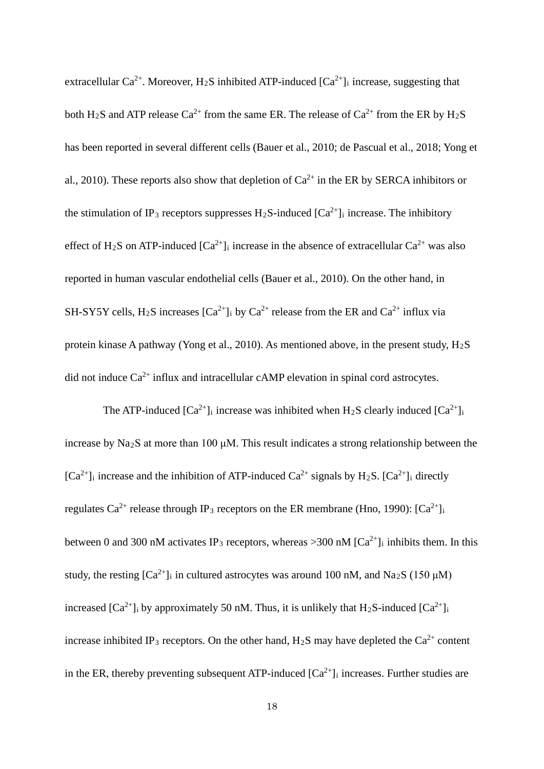extracellular $Ca^{2+}$. Moreover, $H_2S$ inhibited ATP-induced $[Ca^{2+}]_i$ increase, suggesting that both $H_2S$ and ATP release $Ca^{2+}$ from the same ER. The release of $Ca^{2+}$ from the ER by $H_2S$ has been reported in several different cells (Bauer et al., 2010; de Pascual et al., 2018; Yong et al., 2010). These reports also show that depletion of $Ca^{2+}$ in the ER by SERCA inhibitors or the stimulation of $IP_3$ receptors suppresses $H_2S$-induced $[Ca^{2+}]_i$ increase. The inhibitory effect of $H_2S$ on ATP-induced $[Ca^{2+}]_i$ increase in the absence of extracellular $Ca^{2+}$ was also reported in human vascular endothelial cells (Bauer et al., 2010). On the other hand, in SH-SY5Y cells, $H_2S$ increases $[Ca^{2+}]_i$ by $Ca^{2+}$ release from the ER and $Ca^{2+}$ influx via protein kinase A pathway (Yong et al., 2010). As mentioned above, in the present study, $H_2S$ did not induce $Ca^{2+}$ influx and intracellular cAMP elevation in spinal cord astrocytes.

The ATP-induced $[Ca^{2+}]_i$ increase was inhibited when $H_2S$ clearly induced $[Ca^{2+}]_i$ increase by $Na_2S$ at more than 100 μM. This result indicates a strong relationship between the $[Ca^{2+}]_i$ increase and the inhibition of ATP-induced $Ca^{2+}$ signals by $H_2S$. $[Ca^{2+}]_i$ directly regulates $Ca^{2+}$ release through $IP_3$ receptors on the ER membrane (Hno, 1990): $[Ca^{2+}]_i$ between 0 and 300 nM activates $IP_3$ receptors, whereas >300 nM $[Ca^{2+}]_i$ inhibits them. In this study, the resting $[Ca^{2+}]_i$ in cultured astrocytes was around 100 nM, and $Na_2S$ (150 μM) increased $[Ca^{2+}]_i$ by approximately 50 nM. Thus, it is unlikely that $H_2S$-induced $[Ca^{2+}]_i$ increase inhibited $IP_3$ receptors. On the other hand, $H_2S$ may have depleted the $Ca^{2+}$ content in the ER, thereby preventing subsequent ATP-induced $[Ca^{2+}]_i$ increases. Further studies are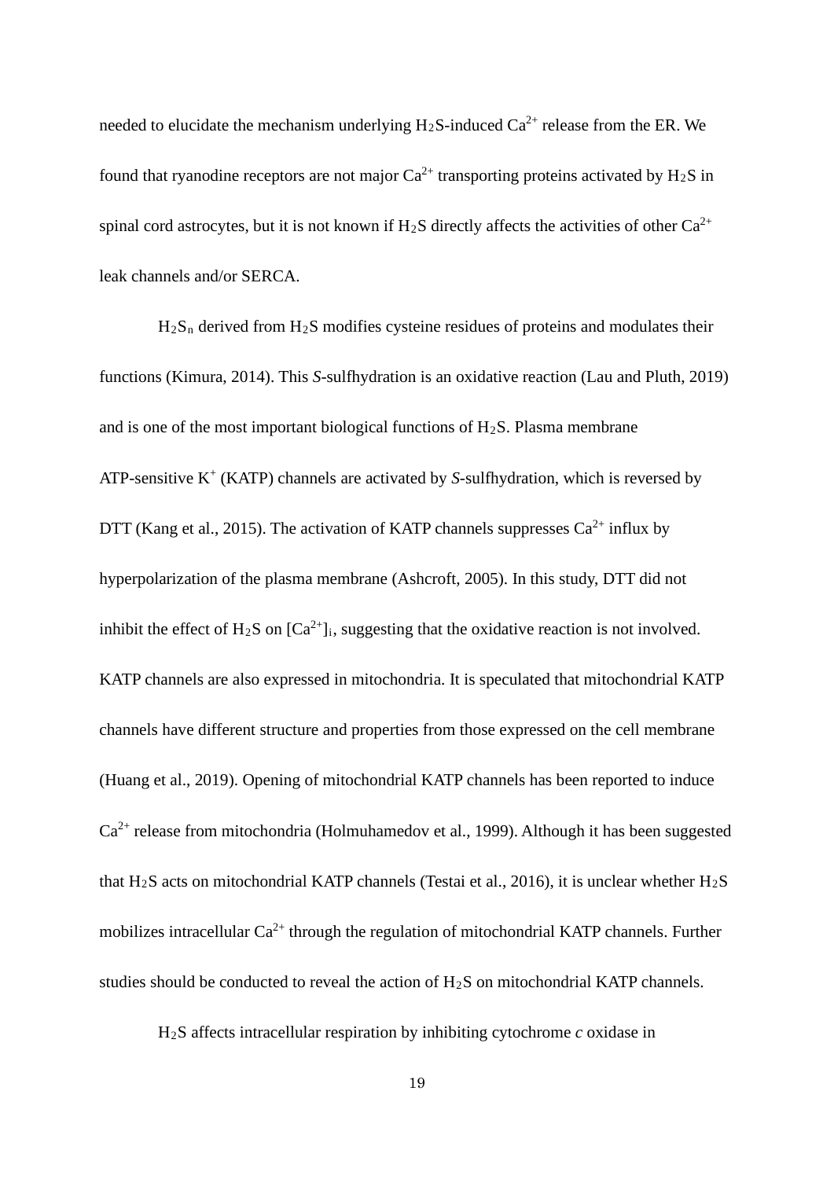needed to elucidate the mechanism underlying $H_2S$-induced $Ca^{2+}$ release from the ER. We found that ryanodine receptors are not major $Ca^{2+}$ transporting proteins activated by $H_2S$ in spinal cord astrocytes, but it is not known if $H_2S$ directly affects the activities of other $Ca^{2+}$ leak channels and/or SERCA.

$H_2S_n$ derived from $H_2S$ modifies cysteine residues of proteins and modulates their functions (Kimura, 2014). This *S*-sulfhydration is an oxidative reaction (Lau and Pluth, 2019) and is one of the most important biological functions of $H_2S$. Plasma membrane ATP-sensitive $K^+$ (KATP) channels are activated by *S*-sulfhydration, which is reversed by DTT (Kang et al., 2015). The activation of KATP channels suppresses $Ca^{2+}$ influx by hyperpolarization of the plasma membrane (Ashcroft, 2005). In this study, DTT did not inhibit the effect of $H_2S$ on $[Ca^{2+}]_i$, suggesting that the oxidative reaction is not involved. KATP channels are also expressed in mitochondria. It is speculated that mitochondrial KATP channels have different structure and properties from those expressed on the cell membrane (Huang et al., 2019). Opening of mitochondrial KATP channels has been reported to induce $Ca^{2+}$ release from mitochondria (Holmuhamedov et al., 1999). Although it has been suggested that $H_2S$ acts on mitochondrial KATP channels (Testai et al., 2016), it is unclear whether $H_2S$ mobilizes intracellular $Ca^{2+}$ through the regulation of mitochondrial KATP channels. Further studies should be conducted to reveal the action of $H_2S$ on mitochondrial KATP channels.

$H_2S$ affects intracellular respiration by inhibiting cytochrome *c* oxidase in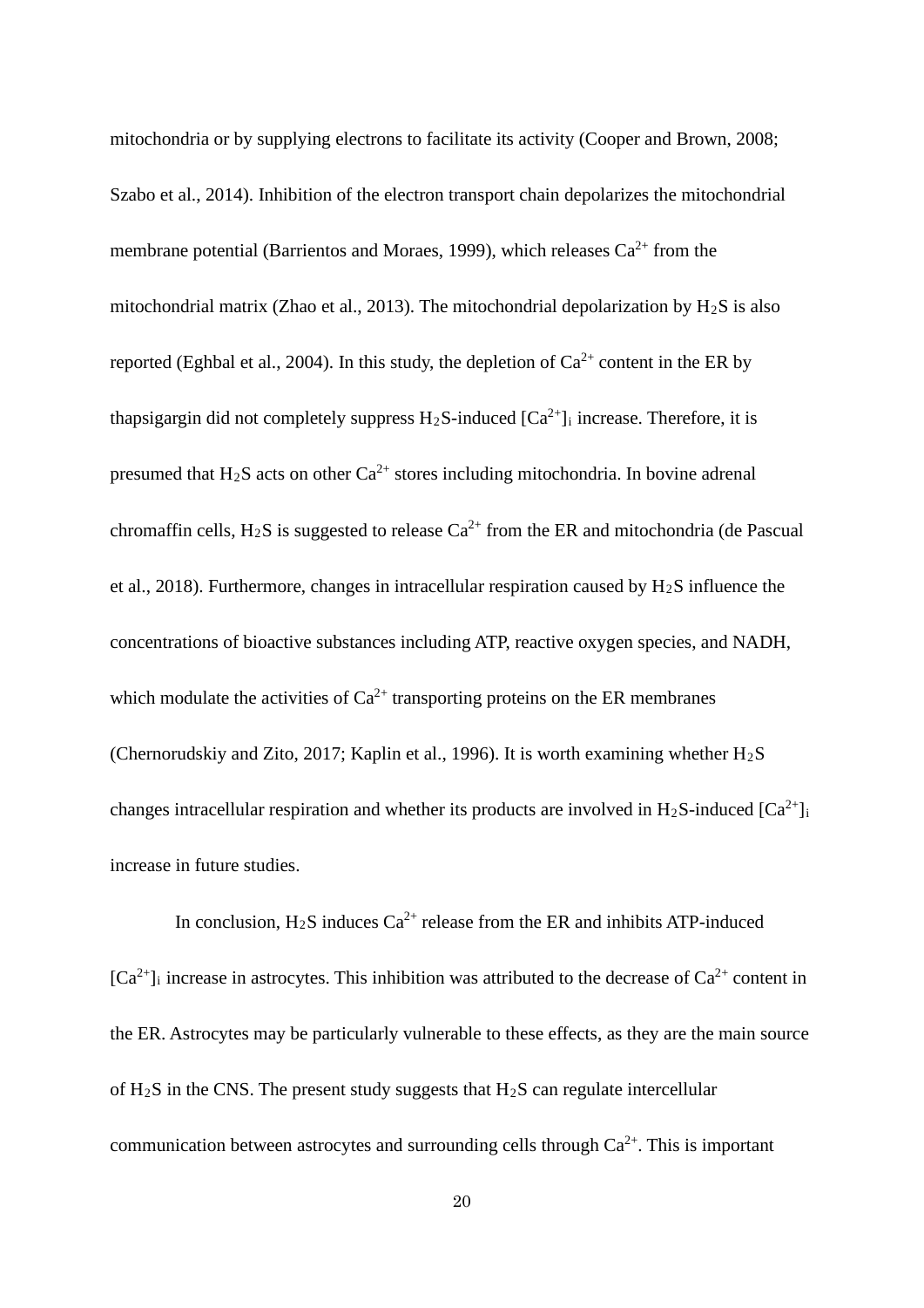mitochondria or by supplying electrons to facilitate its activity (Cooper and Brown, 2008; Szabo et al., 2014). Inhibition of the electron transport chain depolarizes the mitochondrial membrane potential (Barrientos and Moraes, 1999), which releases $Ca^{2+}$ from the mitochondrial matrix (Zhao et al., 2013). The mitochondrial depolarization by $H_2S$ is also reported (Eghbal et al., 2004). In this study, the depletion of $Ca^{2+}$ content in the ER by thapsigargin did not completely suppress $H_2S$-induced $[Ca^{2+}]_i$ increase. Therefore, it is presumed that $H_2S$ acts on other $Ca^{2+}$ stores including mitochondria. In bovine adrenal chromaffin cells, $H_2S$ is suggested to release $Ca^{2+}$ from the ER and mitochondria (de Pascual et al., 2018). Furthermore, changes in intracellular respiration caused by $H_2S$ influence the concentrations of bioactive substances including ATP, reactive oxygen species, and NADH, which modulate the activities of $Ca^{2+}$ transporting proteins on the ER membranes (Chernorudskiy and Zito, 2017; Kaplin et al., 1996). It is worth examining whether $H_2S$ changes intracellular respiration and whether its products are involved in $H_2S$-induced $[Ca^{2+}]_i$ increase in future studies.

In conclusion, $H_2S$ induces $Ca^{2+}$ release from the ER and inhibits ATP-induced $[Ca^{2+}]_i$ increase in astrocytes. This inhibition was attributed to the decrease of $Ca^{2+}$ content in the ER. Astrocytes may be particularly vulnerable to these effects, as they are the main source of $H_2S$ in the CNS. The present study suggests that $H_2S$ can regulate intercellular communication between astrocytes and surrounding cells through $Ca^{2+}$. This is important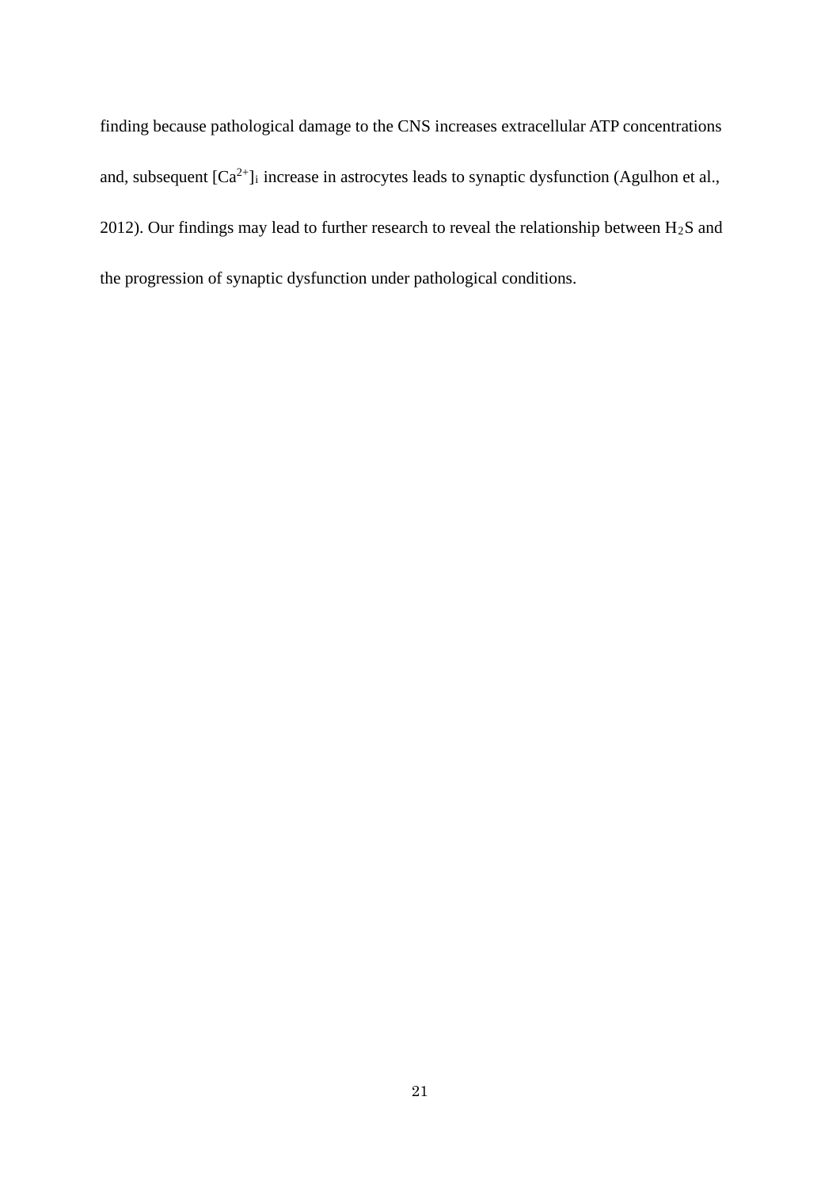finding because pathological damage to the CNS increases extracellular ATP concentrations and, subsequent $[Ca^{2+}]_i$ increase in astrocytes leads to synaptic dysfunction (Agulhon et al., 2012). Our findings may lead to further research to reveal the relationship between $H_2S$ and the progression of synaptic dysfunction under pathological conditions.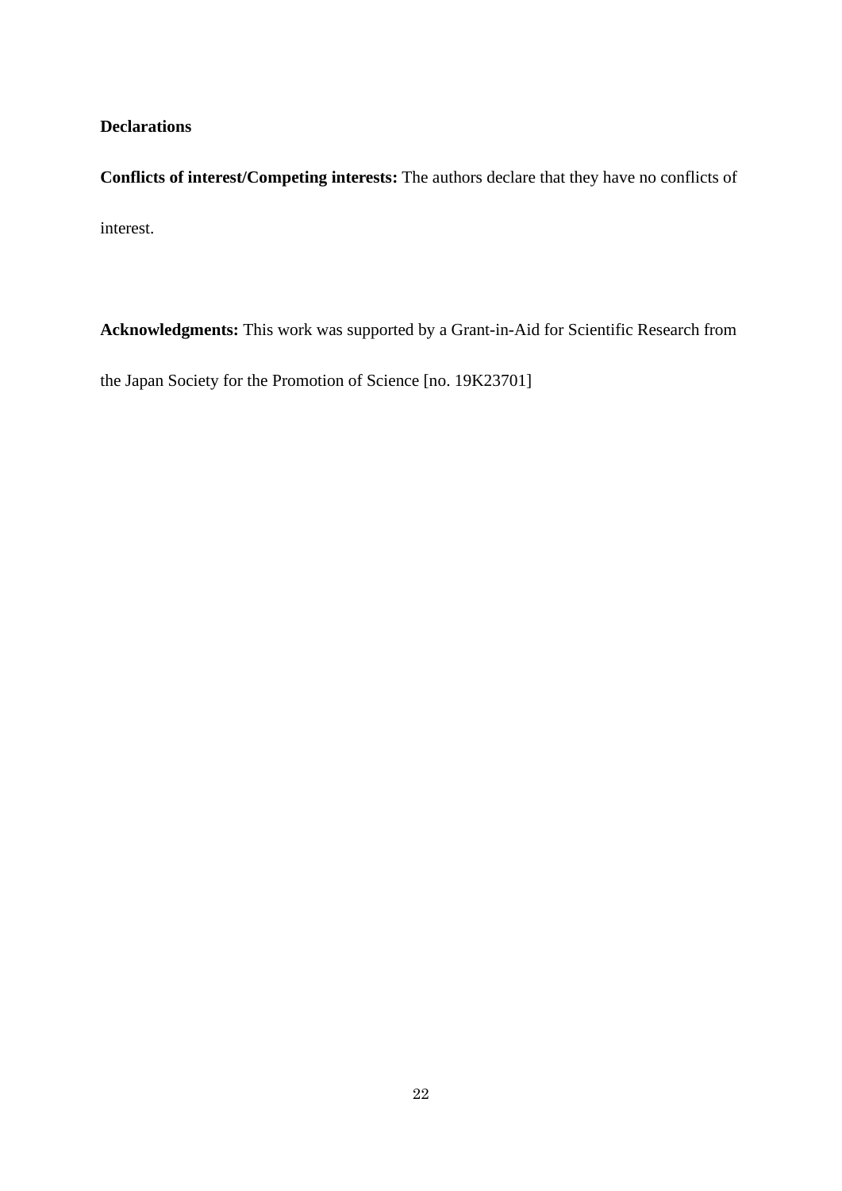**Declarations**

**Conflicts of interest/Competing interests:** The authors declare that they have no conflicts of interest.

**Acknowledgments:** This work was supported by a Grant-in-Aid for Scientific Research from the Japan Society for the Promotion of Science [no. 19K23701]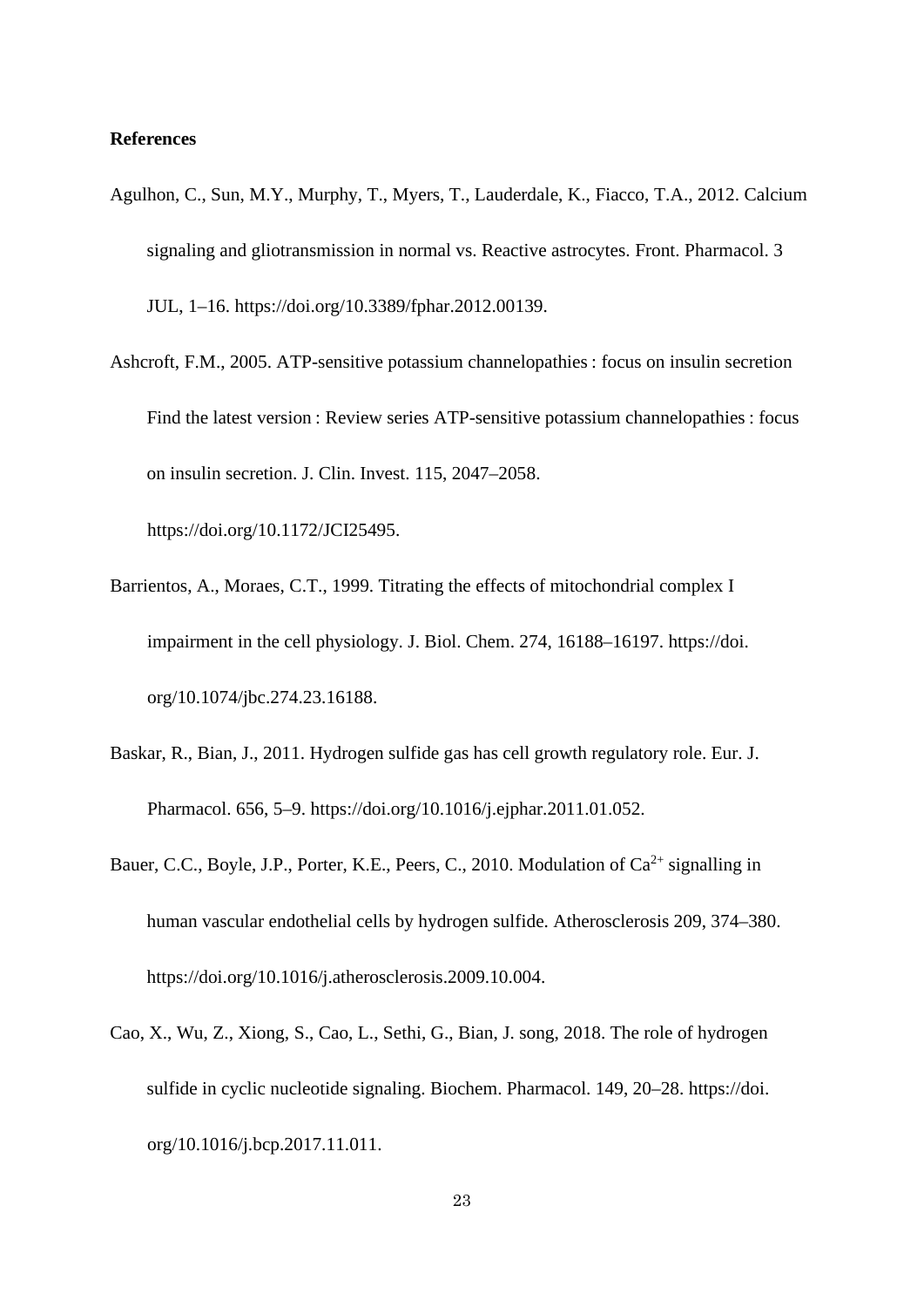**References**

Agulhon, C., Sun, M.Y., Murphy, T., Myers, T., Lauderdale, K., Fiacco, T.A., 2012. Calcium signaling and gliotransmission in normal vs. Reactive astrocytes. Front. Pharmacol. 3 JUL, 1–16. https://doi.org/10.3389/fphar.2012.00139.

Ashcroft, F.M., 2005. ATP-sensitive potassium channelopathies : focus on insulin secretion Find the latest version : Review series ATP-sensitive potassium channelopathies : focus on insulin secretion. J. Clin. Invest. 115, 2047–2058. https://doi.org/10.1172/JCI25495.

Barrientos, A., Moraes, C.T., 1999. Titrating the effects of mitochondrial complex I impairment in the cell physiology. J. Biol. Chem. 274, 16188–16197. https://doi. org/10.1074/jbc.274.23.16188.

Baskar, R., Bian, J., 2011. Hydrogen sulfide gas has cell growth regulatory role. Eur. J. Pharmacol. 656, 5–9. https://doi.org/10.1016/j.ejphar.2011.01.052.

Bauer, C.C., Boyle, J.P., Porter, K.E., Peers, C., 2010. Modulation of $Ca^{2+}$ signalling in human vascular endothelial cells by hydrogen sulfide. Atherosclerosis 209, 374–380. https://doi.org/10.1016/j.atherosclerosis.2009.10.004.

Cao, X., Wu, Z., Xiong, S., Cao, L., Sethi, G., Bian, J. song, 2018. The role of hydrogen sulfide in cyclic nucleotide signaling. Biochem. Pharmacol. 149, 20–28. https://doi. org/10.1016/j.bcp.2017.11.011.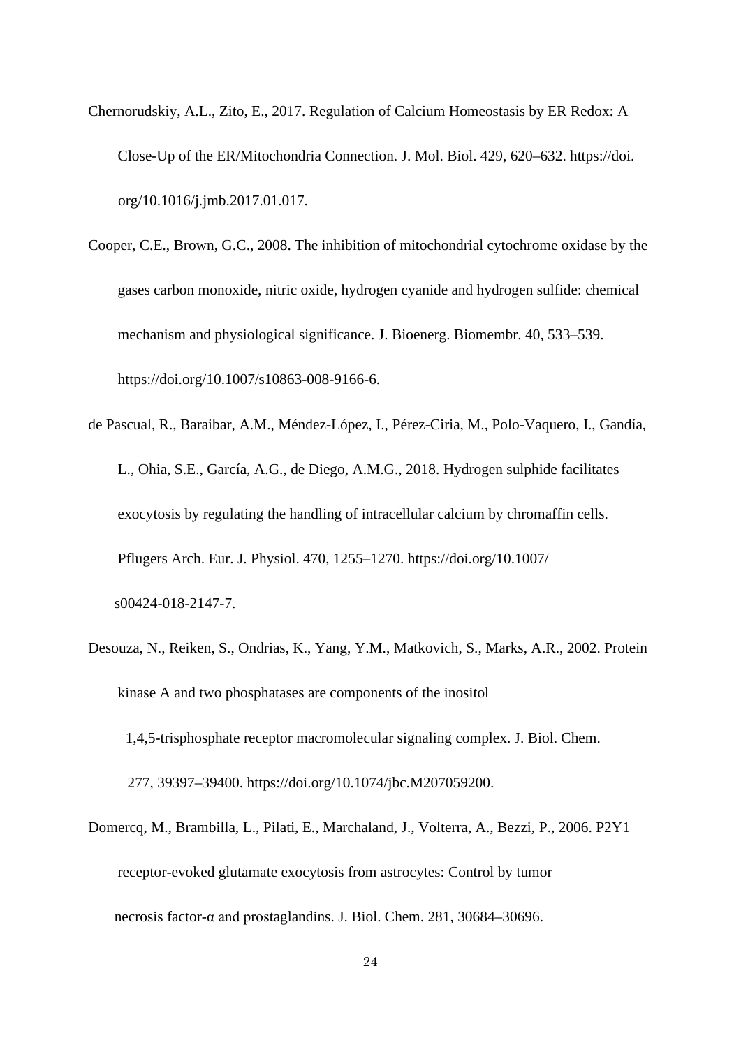Chernorudskiy, A.L., Zito, E., 2017. Regulation of Calcium Homeostasis by ER Redox: A Close-Up of the ER/Mitochondria Connection. J. Mol. Biol. 429, 620–632. https://doi.org/10.1016/j.jmb.2017.01.017.

Cooper, C.E., Brown, G.C., 2008. The inhibition of mitochondrial cytochrome oxidase by the gases carbon monoxide, nitric oxide, hydrogen cyanide and hydrogen sulfide: chemical mechanism and physiological significance. J. Bioenerg. Biomembr. 40, 533–539. https://doi.org/10.1007/s10863-008-9166-6.

de Pascual, R., Baraibar, A.M., Méndez-López, I., Pérez-Ciria, M., Polo-Vaquero, I., Gandía, L., Ohia, S.E., García, A.G., de Diego, A.M.G., 2018. Hydrogen sulphide facilitates exocytosis by regulating the handling of intracellular calcium by chromaffin cells. Pflugers Arch. Eur. J. Physiol. 470, 1255–1270. https://doi.org/10.1007/s00424-018-2147-7.

Desouza, N., Reiken, S., Ondrias, K., Yang, Y.M., Matkovich, S., Marks, A.R., 2002. Protein kinase A and two phosphatases are components of the inositol 1,4,5-trisphosphate receptor macromolecular signaling complex. J. Biol. Chem. 277, 39397–39400. https://doi.org/10.1074/jbc.M207059200.

Domercq, M., Brambilla, L., Pilati, E., Marchaland, J., Volterra, A., Bezzi, P., 2006. P2Y1 receptor-evoked glutamate exocytosis from astrocytes: Control by tumor necrosis factor-α and prostaglandins. J. Biol. Chem. 281, 30684–30696.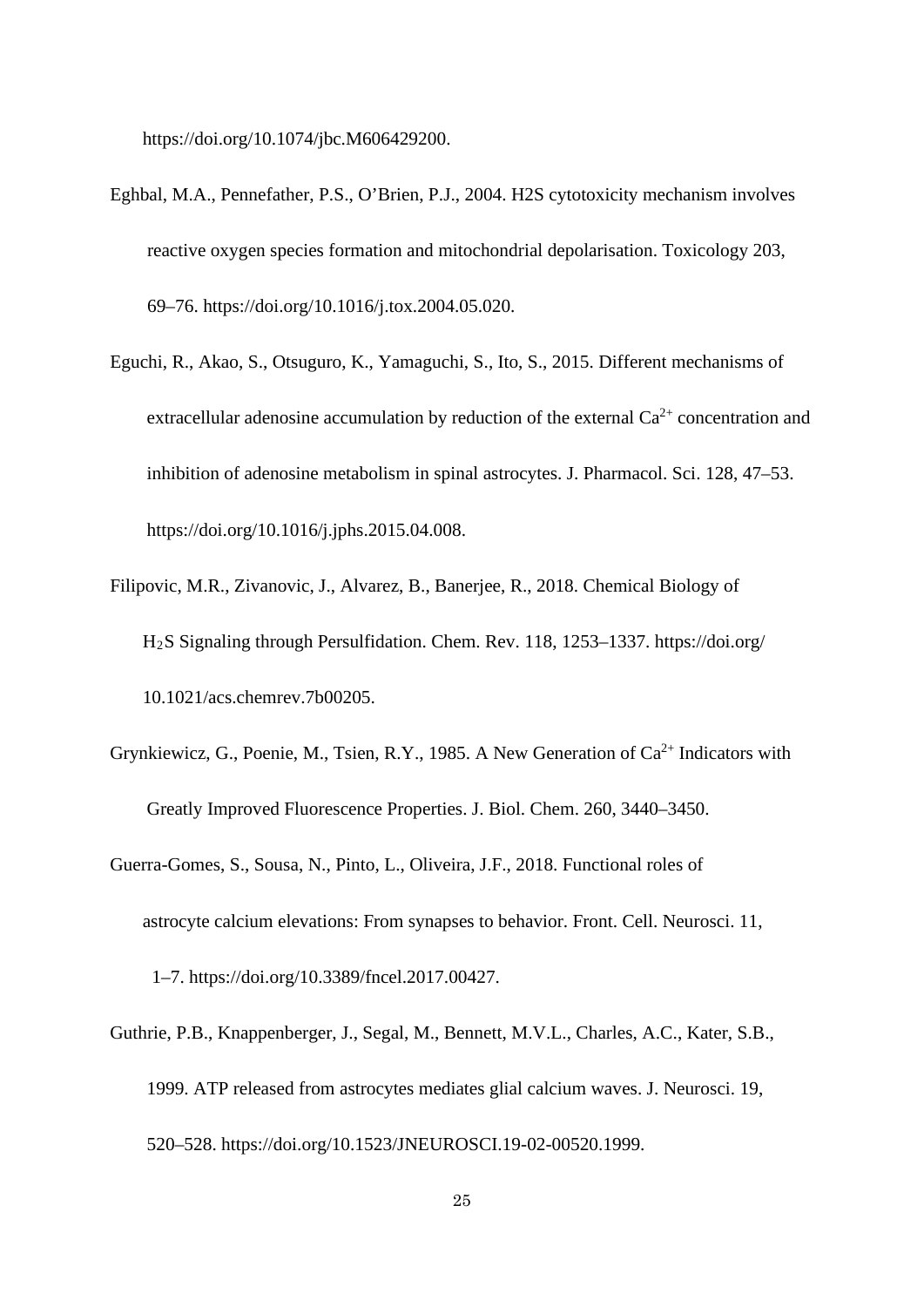https://doi.org/10.1074/jbc.M606429200.

Eghbal, M.A., Pennefather, P.S., O'Brien, P.J., 2004. H2S cytotoxicity mechanism involves reactive oxygen species formation and mitochondrial depolarisation. Toxicology 203, 69–76. https://doi.org/10.1016/j.tox.2004.05.020.

Eguchi, R., Akao, S., Otsuguro, K., Yamaguchi, S., Ito, S., 2015. Different mechanisms of extracellular adenosine accumulation by reduction of the external $Ca^{2+}$ concentration and inhibition of adenosine metabolism in spinal astrocytes. J. Pharmacol. Sci. 128, 47–53. https://doi.org/10.1016/j.jphs.2015.04.008.

Filipovic, M.R., Zivanovic, J., Alvarez, B., Banerjee, R., 2018. Chemical Biology of $H_2S$ Signaling through Persulfidation. Chem. Rev. 118, 1253–1337. https://doi.org/10.1021/acs.chemrev.7b00205.

Grynkiewicz, G., Poenie, M., Tsien, R.Y., 1985. A New Generation of $Ca^{2+}$ Indicators with Greatly Improved Fluorescence Properties. J. Biol. Chem. 260, 3440–3450.

Guerra-Gomes, S., Sousa, N., Pinto, L., Oliveira, J.F., 2018. Functional roles of astrocyte calcium elevations: From synapses to behavior. Front. Cell. Neurosci. 11, 1–7. https://doi.org/10.3389/fncel.2017.00427.

Guthrie, P.B., Knappenberger, J., Segal, M., Bennett, M.V.L., Charles, A.C., Kater, S.B., 1999. ATP released from astrocytes mediates glial calcium waves. J. Neurosci. 19, 520–528. https://doi.org/10.1523/JNEUROSCI.19-02-00520.1999.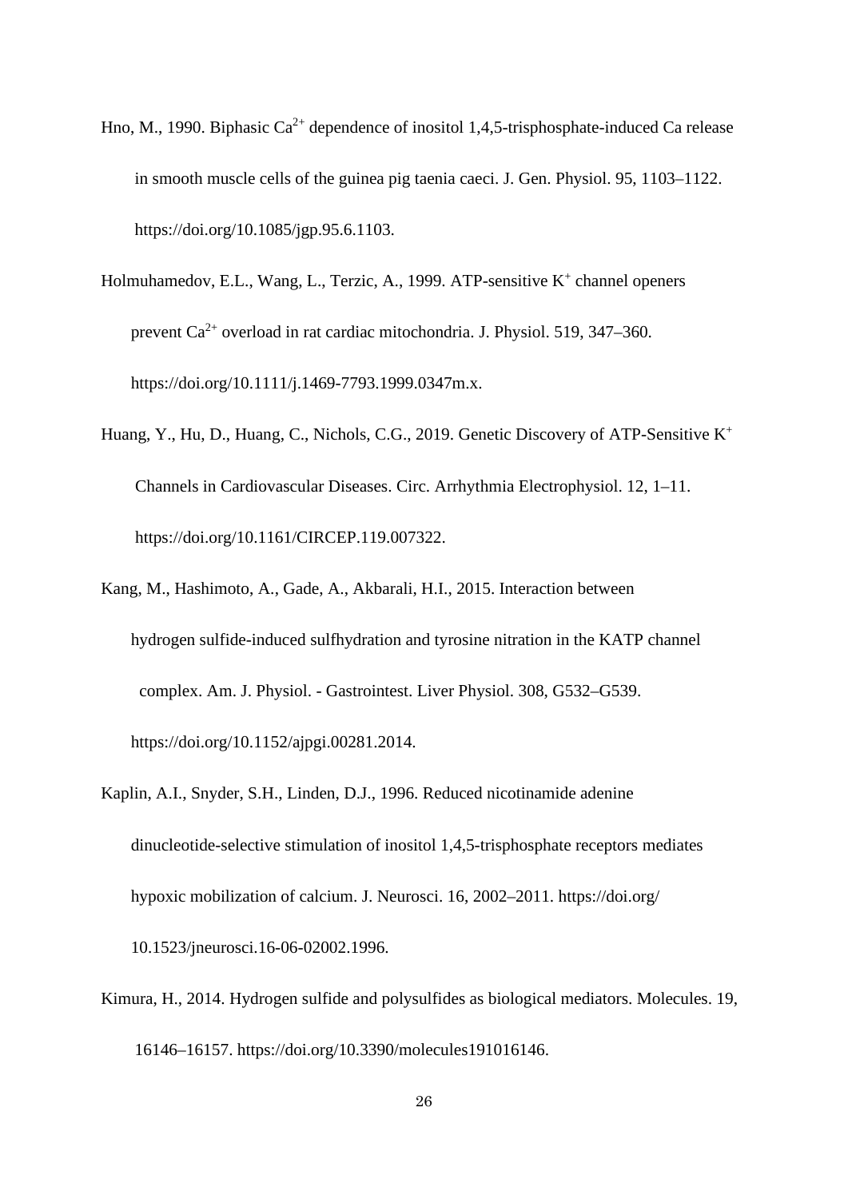Hno, M., 1990. Biphasic $Ca^{2+}$ dependence of inositol 1,4,5-trisphosphate-induced Ca release in smooth muscle cells of the guinea pig taenia caeci. J. Gen. Physiol. 95, 1103–1122. https://doi.org/10.1085/jgp.95.6.1103.

Holmuhamedov, E.L., Wang, L., Terzic, A., 1999. ATP-sensitive $K^+$ channel openers prevent $Ca^{2+}$ overload in rat cardiac mitochondria. J. Physiol. 519, 347–360. https://doi.org/10.1111/j.1469-7793.1999.0347m.x.

Huang, Y., Hu, D., Huang, C., Nichols, C.G., 2019. Genetic Discovery of ATP-Sensitive $K^+$ Channels in Cardiovascular Diseases. Circ. Arrhythmia Electrophysiol. 12, 1–11. https://doi.org/10.1161/CIRCEP.119.007322.

Kang, M., Hashimoto, A., Gade, A., Akbarali, H.I., 2015. Interaction between hydrogen sulfide-induced sulfhydration and tyrosine nitration in the KATP channel complex. Am. J. Physiol. - Gastrointest. Liver Physiol. 308, G532–G539. https://doi.org/10.1152/ajpgi.00281.2014.

Kaplin, A.I., Snyder, S.H., Linden, D.J., 1996. Reduced nicotinamide adenine dinucleotide-selective stimulation of inositol 1,4,5-trisphosphate receptors mediates hypoxic mobilization of calcium. J. Neurosci. 16, 2002–2011. https://doi.org/10.1523/jneurosci.16-06-02002.1996.

Kimura, H., 2014. Hydrogen sulfide and polysulfides as biological mediators. Molecules. 19, 16146–16157. https://doi.org/10.3390/molecules191016146.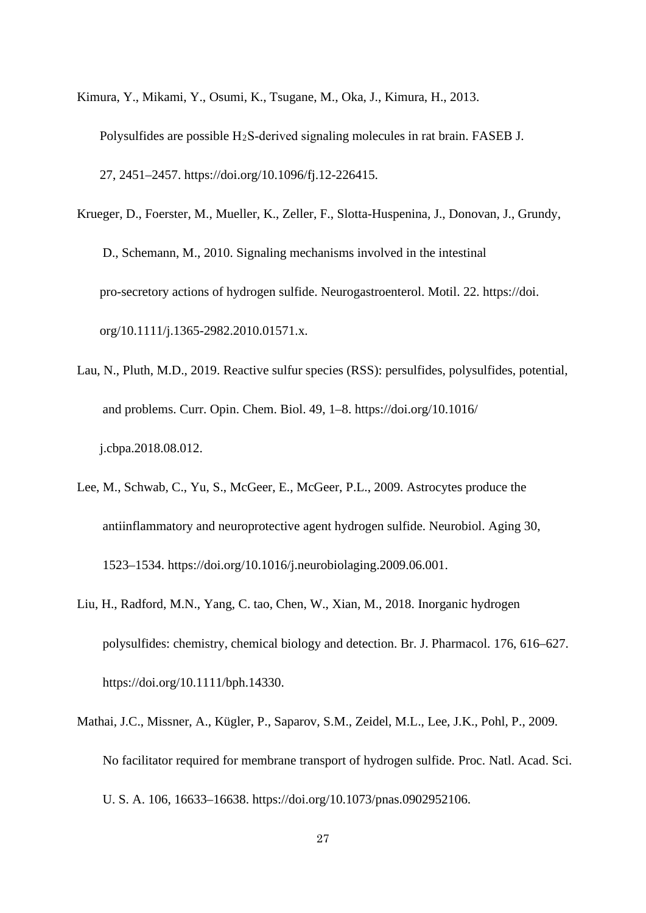Kimura, Y., Mikami, Y., Osumi, K., Tsugane, M., Oka, J., Kimura, H., 2013. Polysulfides are possible $H_2S$-derived signaling molecules in rat brain. FASEB J. 27, 2451–2457. https://doi.org/10.1096/fj.12-226415.

Krueger, D., Foerster, M., Mueller, K., Zeller, F., Slotta-Huspenina, J., Donovan, J., Grundy, D., Schemann, M., 2010. Signaling mechanisms involved in the intestinal pro-secretory actions of hydrogen sulfide. Neurogastroenterol. Motil. 22. https://doi.org/10.1111/j.1365-2982.2010.01571.x.

Lau, N., Pluth, M.D., 2019. Reactive sulfur species (RSS): persulfides, polysulfides, potential, and problems. Curr. Opin. Chem. Biol. 49, 1–8. https://doi.org/10.1016/j.cbpa.2018.08.012.

Lee, M., Schwab, C., Yu, S., McGeer, E., McGeer, P.L., 2009. Astrocytes produce the antiinflammatory and neuroprotective agent hydrogen sulfide. Neurobiol. Aging 30, 1523–1534. https://doi.org/10.1016/j.neurobiolaging.2009.06.001.

Liu, H., Radford, M.N., Yang, C. tao, Chen, W., Xian, M., 2018. Inorganic hydrogen polysulfides: chemistry, chemical biology and detection. Br. J. Pharmacol. 176, 616–627. https://doi.org/10.1111/bph.14330.

Mathai, J.C., Missner, A., Kügler, P., Saparov, S.M., Zeidel, M.L., Lee, J.K., Pohl, P., 2009. No facilitator required for membrane transport of hydrogen sulfide. Proc. Natl. Acad. Sci. U. S. A. 106, 16633–16638. https://doi.org/10.1073/pnas.0902952106.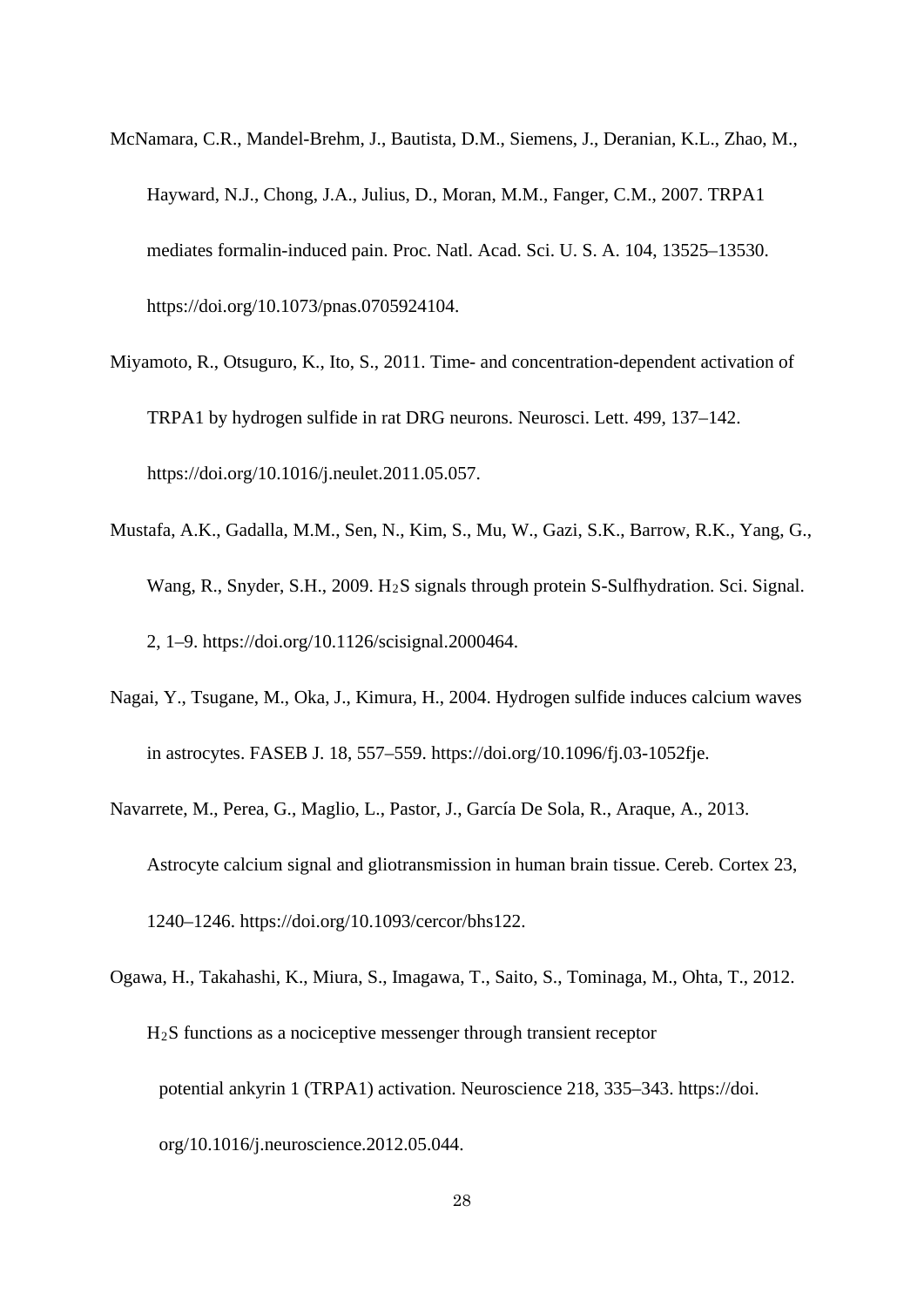McNamara, C.R., Mandel-Brehm, J., Bautista, D.M., Siemens, J., Deranian, K.L., Zhao, M., Hayward, N.J., Chong, J.A., Julius, D., Moran, M.M., Fanger, C.M., 2007. TRPA1 mediates formalin-induced pain. Proc. Natl. Acad. Sci. U. S. A. 104, 13525–13530. https://doi.org/10.1073/pnas.0705924104.

Miyamoto, R., Otsuguro, K., Ito, S., 2011. Time- and concentration-dependent activation of TRPA1 by hydrogen sulfide in rat DRG neurons. Neurosci. Lett. 499, 137–142. https://doi.org/10.1016/j.neulet.2011.05.057.

Mustafa, A.K., Gadalla, M.M., Sen, N., Kim, S., Mu, W., Gazi, S.K., Barrow, R.K., Yang, G., Wang, R., Snyder, S.H., 2009. $H_2S$ signals through protein S-Sulfhydration. Sci. Signal. 2, 1–9. https://doi.org/10.1126/scisignal.2000464.

Nagai, Y., Tsugane, M., Oka, J., Kimura, H., 2004. Hydrogen sulfide induces calcium waves in astrocytes. FASEB J. 18, 557–559. https://doi.org/10.1096/fj.03-1052fje.

Navarrete, M., Perea, G., Maglio, L., Pastor, J., García De Sola, R., Araque, A., 2013. Astrocyte calcium signal and gliotransmission in human brain tissue. Cereb. Cortex 23, 1240–1246. https://doi.org/10.1093/cercor/bhs122.

Ogawa, H., Takahashi, K., Miura, S., Imagawa, T., Saito, S., Tominaga, M., Ohta, T., 2012. $H_2S$ functions as a nociceptive messenger through transient receptor potential ankyrin 1 (TRPA1) activation. Neuroscience 218, 335–343. https://doi.org/10.1016/j.neuroscience.2012.05.044.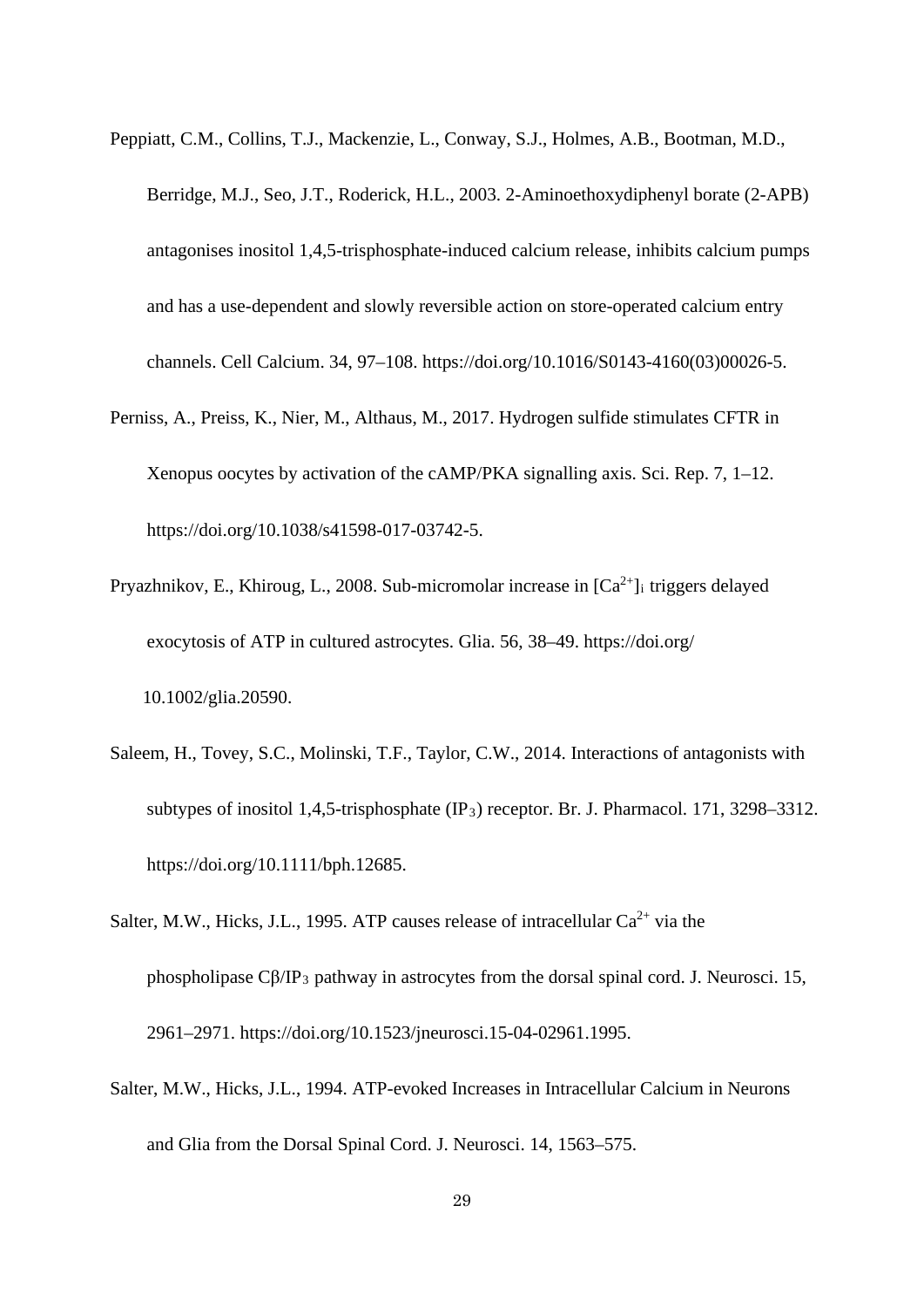Peppiatt, C.M., Collins, T.J., Mackenzie, L., Conway, S.J., Holmes, A.B., Bootman, M.D., Berridge, M.J., Seo, J.T., Roderick, H.L., 2003. 2-Aminoethoxydiphenyl borate (2-APB) antagonises inositol 1,4,5-trisphosphate-induced calcium release, inhibits calcium pumps and has a use-dependent and slowly reversible action on store-operated calcium entry channels. Cell Calcium. 34, 97–108. https://doi.org/10.1016/S0143-4160(03)00026-5.

Perniss, A., Preiss, K., Nier, M., Althaus, M., 2017. Hydrogen sulfide stimulates CFTR in Xenopus oocytes by activation of the cAMP/PKA signalling axis. Sci. Rep. 7, 1–12. https://doi.org/10.1038/s41598-017-03742-5.

Pryazhnikov, E., Khiroug, L., 2008. Sub-micromolar increase in $[Ca^{2+}]_i$ triggers delayed exocytosis of ATP in cultured astrocytes. Glia. 56, 38–49. https://doi.org/ 10.1002/glia.20590.

Saleem, H., Tovey, S.C., Molinski, T.F., Taylor, C.W., 2014. Interactions of antagonists with subtypes of inositol 1,4,5-trisphosphate ($IP_3$) receptor. Br. J. Pharmacol. 171, 3298–3312. https://doi.org/10.1111/bph.12685.

Salter, M.W., Hicks, J.L., 1995. ATP causes release of intracellular $Ca^{2+}$ via the phospholipase Cβ/$IP_3$ pathway in astrocytes from the dorsal spinal cord. J. Neurosci. 15, 2961–2971. https://doi.org/10.1523/jneurosci.15-04-02961.1995.

Salter, M.W., Hicks, J.L., 1994. ATP-evoked Increases in Intracellular Calcium in Neurons and Glia from the Dorsal Spinal Cord. J. Neurosci. 14, 1563–575.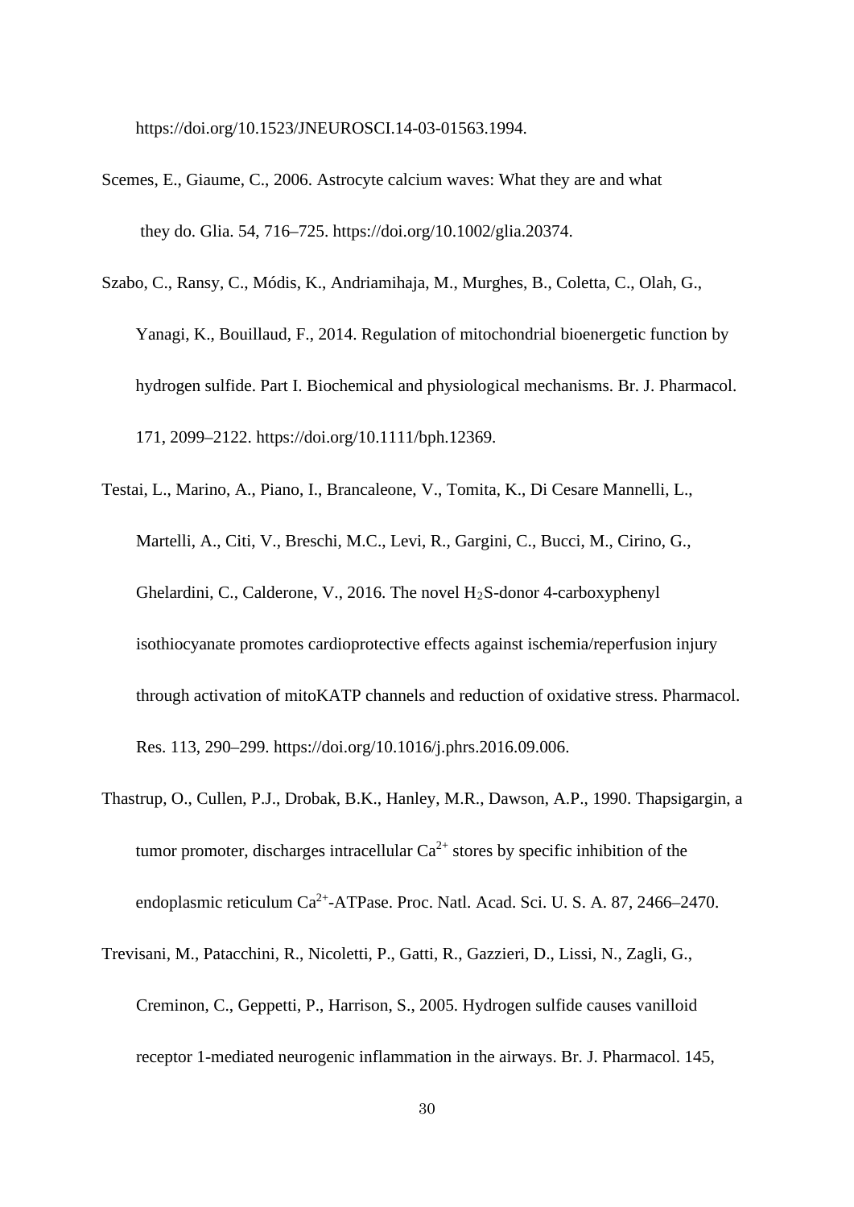https://doi.org/10.1523/JNEUROSCI.14-03-01563.1994.

Scemes, E., Giaume, C., 2006. Astrocyte calcium waves: What they are and what they do. Glia. 54, 716–725. https://doi.org/10.1002/glia.20374.

Szabo, C., Ransy, C., Módis, K., Andriamihaja, M., Murghes, B., Coletta, C., Olah, G., Yanagi, K., Bouillaud, F., 2014. Regulation of mitochondrial bioenergetic function by hydrogen sulfide. Part I. Biochemical and physiological mechanisms. Br. J. Pharmacol. 171, 2099–2122. https://doi.org/10.1111/bph.12369.

Testai, L., Marino, A., Piano, I., Brancaleone, V., Tomita, K., Di Cesare Mannelli, L., Martelli, A., Citi, V., Breschi, M.C., Levi, R., Gargini, C., Bucci, M., Cirino, G., Ghelardini, C., Calderone, V., 2016. The novel $H_2S$-donor 4-carboxyphenyl isothiocyanate promotes cardioprotective effects against ischemia/reperfusion injury through activation of mitoKATP channels and reduction of oxidative stress. Pharmacol. Res. 113, 290–299. https://doi.org/10.1016/j.phrs.2016.09.006.

Thastrup, O., Cullen, P.J., Drobak, B.K., Hanley, M.R., Dawson, A.P., 1990. Thapsigargin, a tumor promoter, discharges intracellular $Ca^{2+}$ stores by specific inhibition of the endoplasmic reticulum $Ca^{2+}$-ATPase. Proc. Natl. Acad. Sci. U. S. A. 87, 2466–2470.

Trevisani, M., Patacchini, R., Nicoletti, P., Gatti, R., Gazzieri, D., Lissi, N., Zagli, G., Creminon, C., Geppetti, P., Harrison, S., 2005. Hydrogen sulfide causes vanilloid receptor 1-mediated neurogenic inflammation in the airways. Br. J. Pharmacol. 145,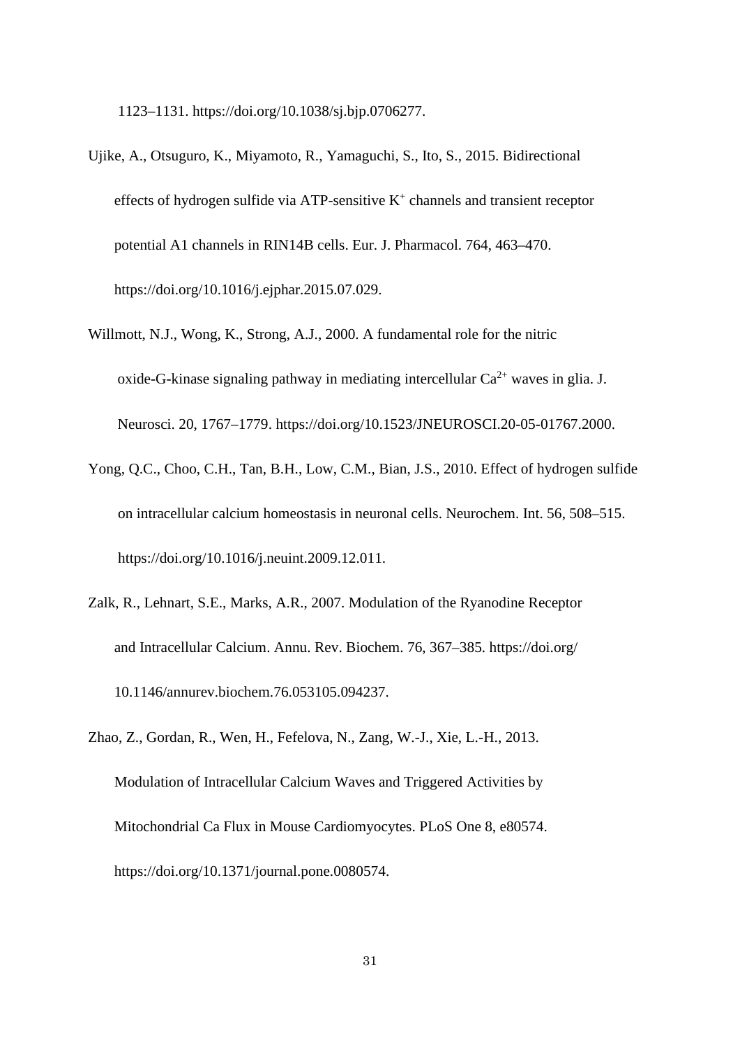1123–1131. https://doi.org/10.1038/sj.bjp.0706277.

Ujike, A., Otsuguro, K., Miyamoto, R., Yamaguchi, S., Ito, S., 2015. Bidirectional effects of hydrogen sulfide via ATP-sensitive $K^+$ channels and transient receptor potential A1 channels in RIN14B cells. Eur. J. Pharmacol. 764, 463–470. https://doi.org/10.1016/j.ejphar.2015.07.029.

Willmott, N.J., Wong, K., Strong, A.J., 2000. A fundamental role for the nitric oxide-G-kinase signaling pathway in mediating intercellular $Ca^{2+}$ waves in glia. J. Neurosci. 20, 1767–1779. https://doi.org/10.1523/JNEUROSCI.20-05-01767.2000.

Yong, Q.C., Choo, C.H., Tan, B.H., Low, C.M., Bian, J.S., 2010. Effect of hydrogen sulfide on intracellular calcium homeostasis in neuronal cells. Neurochem. Int. 56, 508–515. https://doi.org/10.1016/j.neuint.2009.12.011.

Zalk, R., Lehnart, S.E., Marks, A.R., 2007. Modulation of the Ryanodine Receptor and Intracellular Calcium. Annu. Rev. Biochem. 76, 367–385. https://doi.org/10.1146/annurev.biochem.76.053105.094237.

Zhao, Z., Gordan, R., Wen, H., Fefelova, N., Zang, W.-J., Xie, L.-H., 2013. Modulation of Intracellular Calcium Waves and Triggered Activities by Mitochondrial Ca Flux in Mouse Cardiomyocytes. PLoS One 8, e80574. https://doi.org/10.1371/journal.pone.0080574.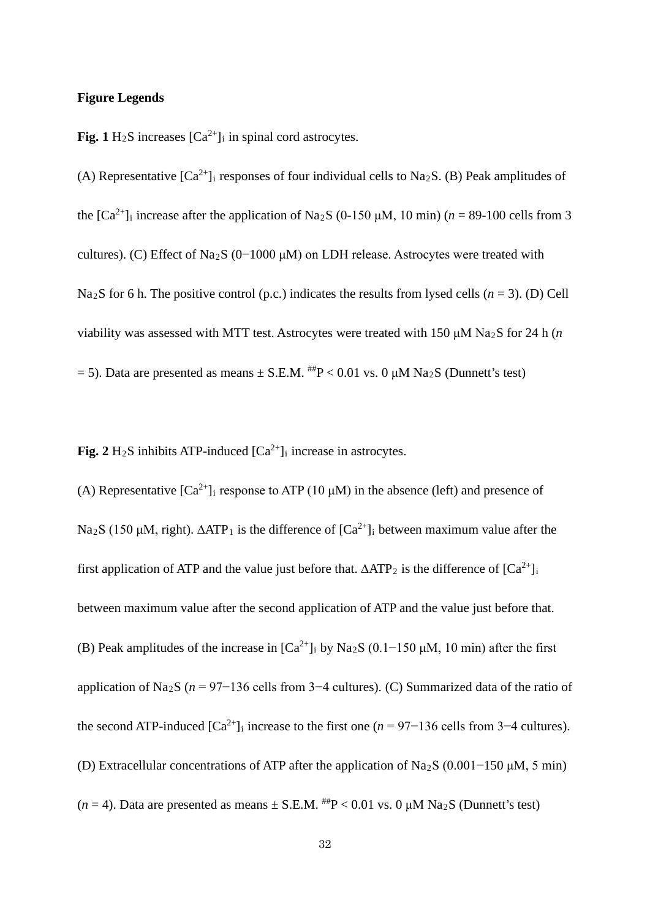**Figure Legends**

**Fig. 1** $H_2S$ increases $[Ca^{2+}]_i$ in spinal cord astrocytes.

(A) Representative $[Ca^{2+}]_i$ responses of four individual cells to $Na_2S$. (B) Peak amplitudes of the $[Ca^{2+}]_i$ increase after the application of $Na_2S$ (0-150 μM, 10 min) (*n* = 89-100 cells from 3 cultures). (C) Effect of $Na_2S$ (0−1000 μM) on LDH release. Astrocytes were treated with $Na_2S$ for 6 h. The positive control (p.c.) indicates the results from lysed cells (*n* = 3). (D) Cell viability was assessed with MTT test. Astrocytes were treated with 150 μM $Na_2S$ for 24 h (*n* = 5). Data are presented as means ± S.E.M. $^{\#\#}P < 0.01$ vs. 0 μM $Na_2S$ (Dunnett's test)

**Fig. 2** $H_2S$ inhibits ATP-induced $[Ca^{2+}]_i$ increase in astrocytes.

(A) Representative $[Ca^{2+}]_i$ response to ATP (10 μM) in the absence (left) and presence of $Na_2S$ (150 μM, right). $\Delta ATP_1$ is the difference of $[Ca^{2+}]_i$ between maximum value after the first application of ATP and the value just before that. $\Delta ATP_2$ is the difference of $[Ca^{2+}]_i$ between maximum value after the second application of ATP and the value just before that. (B) Peak amplitudes of the increase in $[Ca^{2+}]_i$ by $Na_2S$ (0.1−150 μM, 10 min) after the first application of $Na_2S$ (*n* = 97−136 cells from 3−4 cultures). (C) Summarized data of the ratio of the second ATP-induced $[Ca^{2+}]_i$ increase to the first one (*n* = 97−136 cells from 3−4 cultures). (D) Extracellular concentrations of ATP after the application of $Na_2S$ (0.001−150 μM, 5 min) (*n* = 4). Data are presented as means ± S.E.M. $^{\#\#}P < 0.01$ vs. 0 μM $Na_2S$ (Dunnett's test)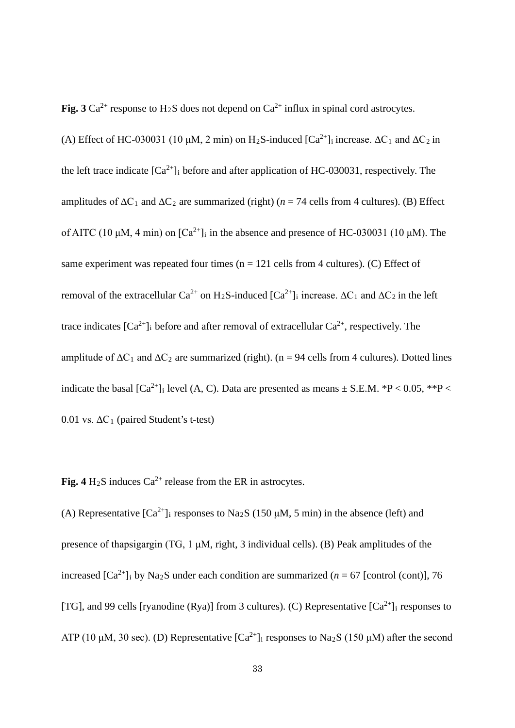**Fig. 3** $Ca^{2+}$ response to $H_2S$ does not depend on $Ca^{2+}$ influx in spinal cord astrocytes.

(A) Effect of HC-030031 (10 μM, 2 min) on $H_2S$-induced $[Ca^{2+}]_i$ increase. $\Delta C_1$ and $\Delta C_2$ in the left trace indicate $[Ca^{2+}]_i$ before and after application of HC-030031, respectively. The amplitudes of $\Delta C_1$ and $\Delta C_2$ are summarized (right) ($n$ = 74 cells from 4 cultures). (B) Effect of AITC (10 μM, 4 min) on $[Ca^{2+}]_i$ in the absence and presence of HC-030031 (10 μM). The same experiment was repeated four times (n = 121 cells from 4 cultures). (C) Effect of removal of the extracellular $Ca^{2+}$ on $H_2S$-induced $[Ca^{2+}]_i$ increase. $\Delta C_1$ and $\Delta C_2$ in the left trace indicates $[Ca^{2+}]_i$ before and after removal of extracellular $Ca^{2+}$, respectively. The amplitude of $\Delta C_1$ and $\Delta C_2$ are summarized (right). (n = 94 cells from 4 cultures). Dotted lines indicate the basal $[Ca^{2+}]_i$ level (A, C). Data are presented as means ± S.E.M. *$P < 0.05$, **$P < 0.01$ vs. $\Delta C_1$ (paired Student's t-test)

**Fig. 4** $H_2S$ induces $Ca^{2+}$ release from the ER in astrocytes.

(A) Representative $[Ca^{2+}]_i$ responses to $Na_2S$ (150 μM, 5 min) in the absence (left) and presence of thapsigargin (TG, 1 μM, right, 3 individual cells). (B) Peak amplitudes of the increased $[Ca^{2+}]_i$ by $Na_2S$ under each condition are summarized ($n$ = 67 [control (cont)], 76 [TG], and 99 cells [ryanodine (Rya)] from 3 cultures). (C) Representative $[Ca^{2+}]_i$ responses to ATP (10 μM, 30 sec). (D) Representative $[Ca^{2+}]_i$ responses to $Na_2S$ (150 μM) after the second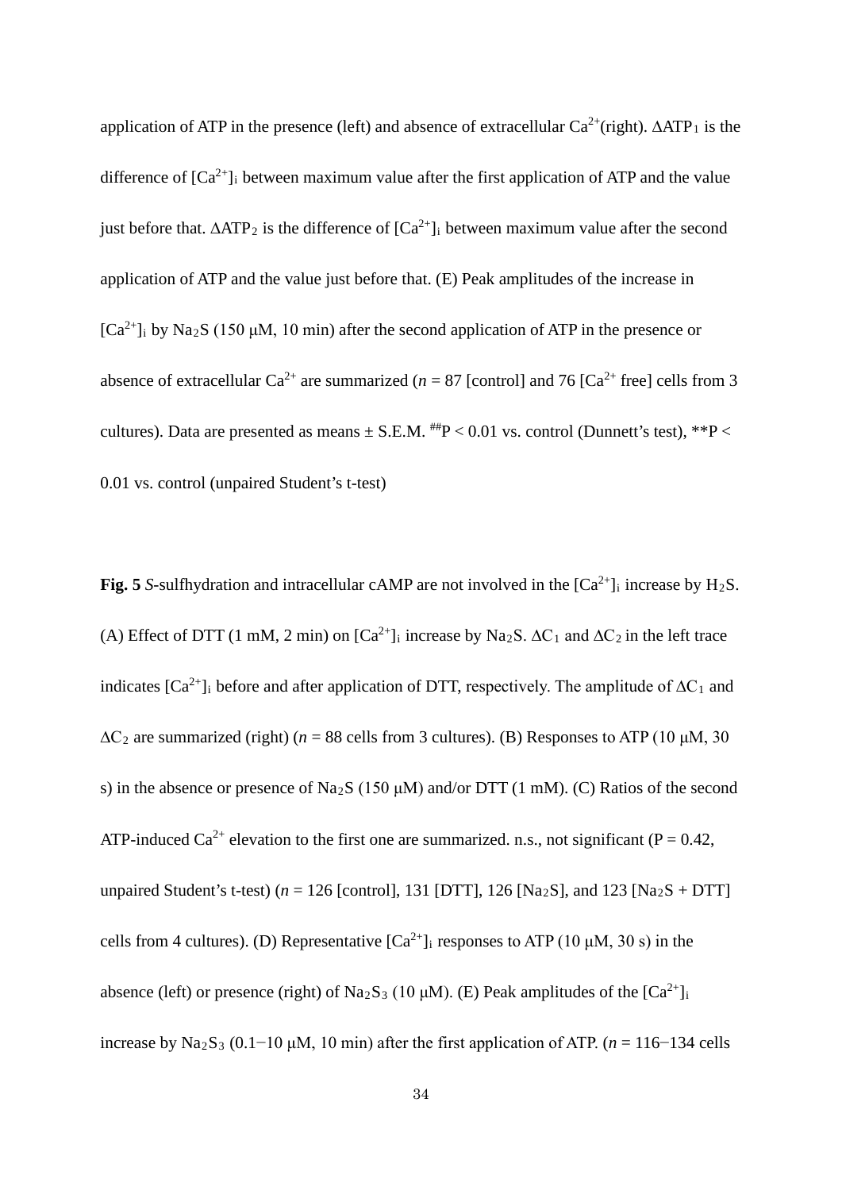application of ATP in the presence (left) and absence of extracellular $Ca^{2+}$(right). $\Delta ATP_1$ is the difference of $[Ca^{2+}]_i$ between maximum value after the first application of ATP and the value just before that. $\Delta ATP_2$ is the difference of $[Ca^{2+}]_i$ between maximum value after the second application of ATP and the value just before that. (E) Peak amplitudes of the increase in $[Ca^{2+}]_i$ by $Na_2S$ (150 μM, 10 min) after the second application of ATP in the presence or absence of extracellular $Ca^{2+}$ are summarized (*n* = 87 [control] and 76 [$Ca^{2+}$ free] cells from 3 cultures). Data are presented as means ± S.E.M. ##$P < 0.01$ vs. control (Dunnett's test), **$P < 0.01$ vs. control (unpaired Student's t-test)

**Fig. 5** *S*-sulfhydration and intracellular cAMP are not involved in the $[Ca^{2+}]_i$ increase by $H_2S$. (A) Effect of DTT (1 mM, 2 min) on $[Ca^{2+}]_i$ increase by $Na_2S$. $\Delta C_1$ and $\Delta C_2$ in the left trace indicates $[Ca^{2+}]_i$ before and after application of DTT, respectively. The amplitude of $\Delta C_1$ and $\Delta C_2$ are summarized (right) (*n* = 88 cells from 3 cultures). (B) Responses to ATP (10 μM, 30 s) in the absence or presence of $Na_2S$ (150 μM) and/or DTT (1 mM). (C) Ratios of the second ATP-induced $Ca^{2+}$ elevation to the first one are summarized. n.s., not significant ($P = 0.42$, unpaired Student's t-test) (*n* = 126 [control], 131 [DTT], 126 [$Na_2S$], and 123 [$Na_2S$ + DTT] cells from 4 cultures). (D) Representative $[Ca^{2+}]_i$ responses to ATP (10 μM, 30 s) in the absence (left) or presence (right) of $Na_2S_3$ (10 μM). (E) Peak amplitudes of the $[Ca^{2+}]_i$ increase by $Na_2S_3$ (0.1−10 μM, 10 min) after the first application of ATP. (*n* = 116−134 cells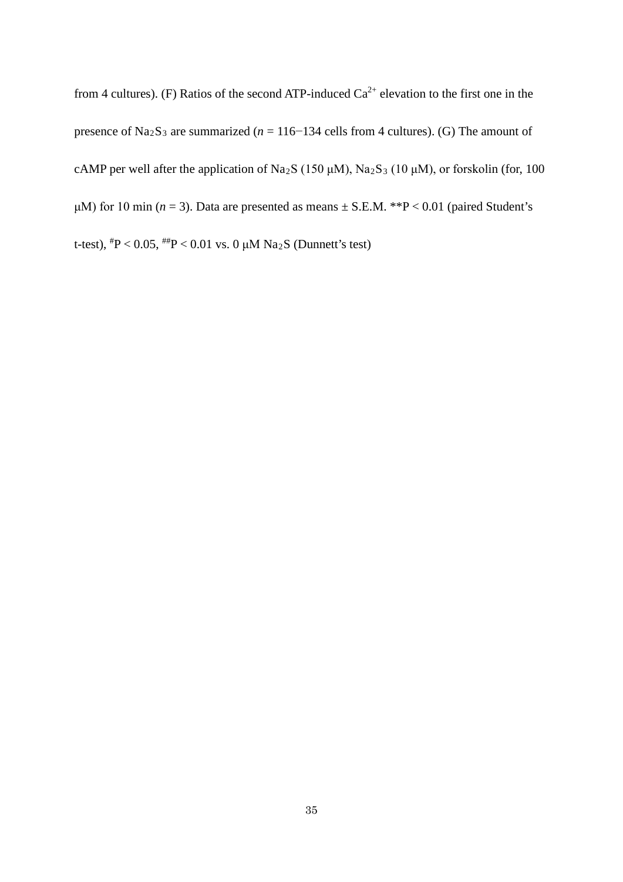from 4 cultures). (F) Ratios of the second ATP-induced $Ca^{2+}$ elevation to the first one in the presence of $Na_2S_3$ are summarized (*n* = 116−134 cells from 4 cultures). (G) The amount of cAMP per well after the application of $Na_2S$ (150 μM), $Na_2S_3$ (10 μM), or forskolin (for, 100 μM) for 10 min (*n* = 3). Data are presented as means ± S.E.M. **P < 0.01 (paired Student's t-test), #P < 0.05, ##P < 0.01 vs. 0 μM $Na_2S$ (Dunnett's test)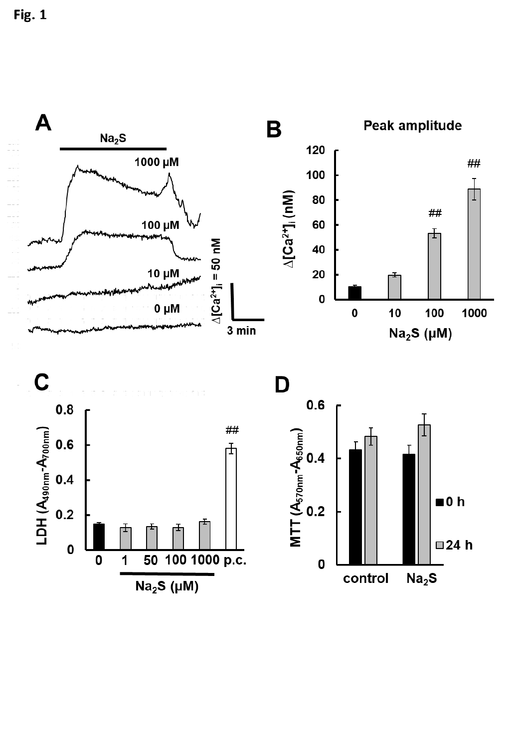Fig. 1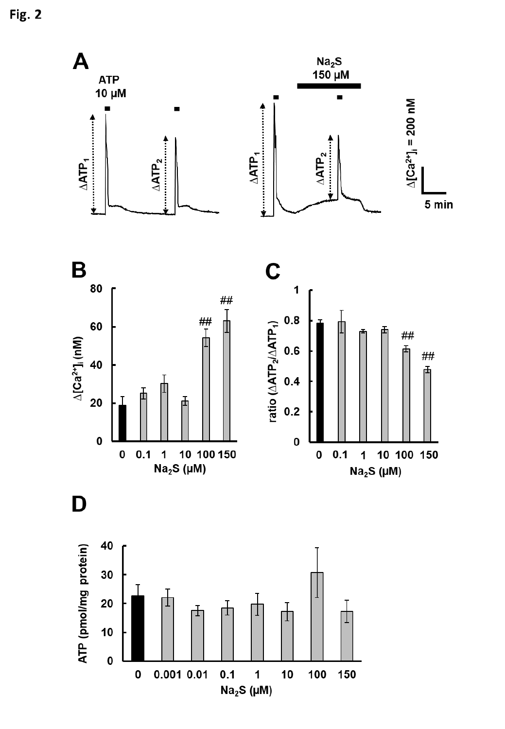Fig. 2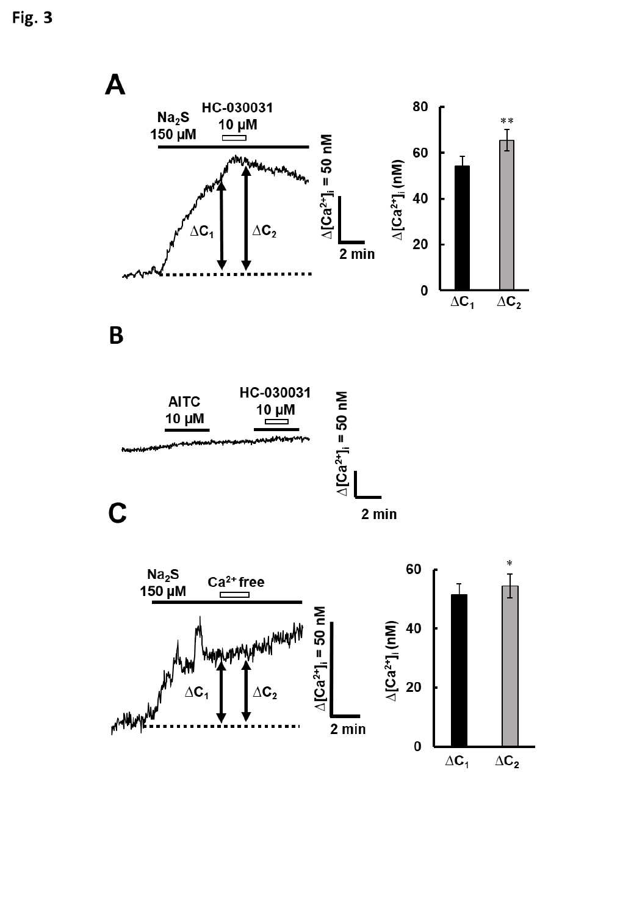Fig. 3

**A**

$Na_2S$ 150 µM

HC-030031 10 µM

$\Delta C_1$ $\Delta C_2$

$\Delta[Ca^{2+}]_i$ = 50 nM

2 min

$\Delta[Ca^{2+}]_i$ (nM)

0 20 40 60 80

**

$\Delta C_1$ $\Delta C_2$

**B**

AITC 10 µM

HC-030031 10 µM

$\Delta[Ca^{2+}]_i$ = 50 nM

2 min

**C**

$Na_2S$ 150 µM

$Ca^{2+}$ free

$\Delta C_1$ $\Delta C_2$

$\Delta[Ca^{2+}]_i$ = 50 nM

2 min

$\Delta[Ca^{2+}]_i$ (nM)

0 20 40 60

*

$\Delta C_1$ $\Delta C_2$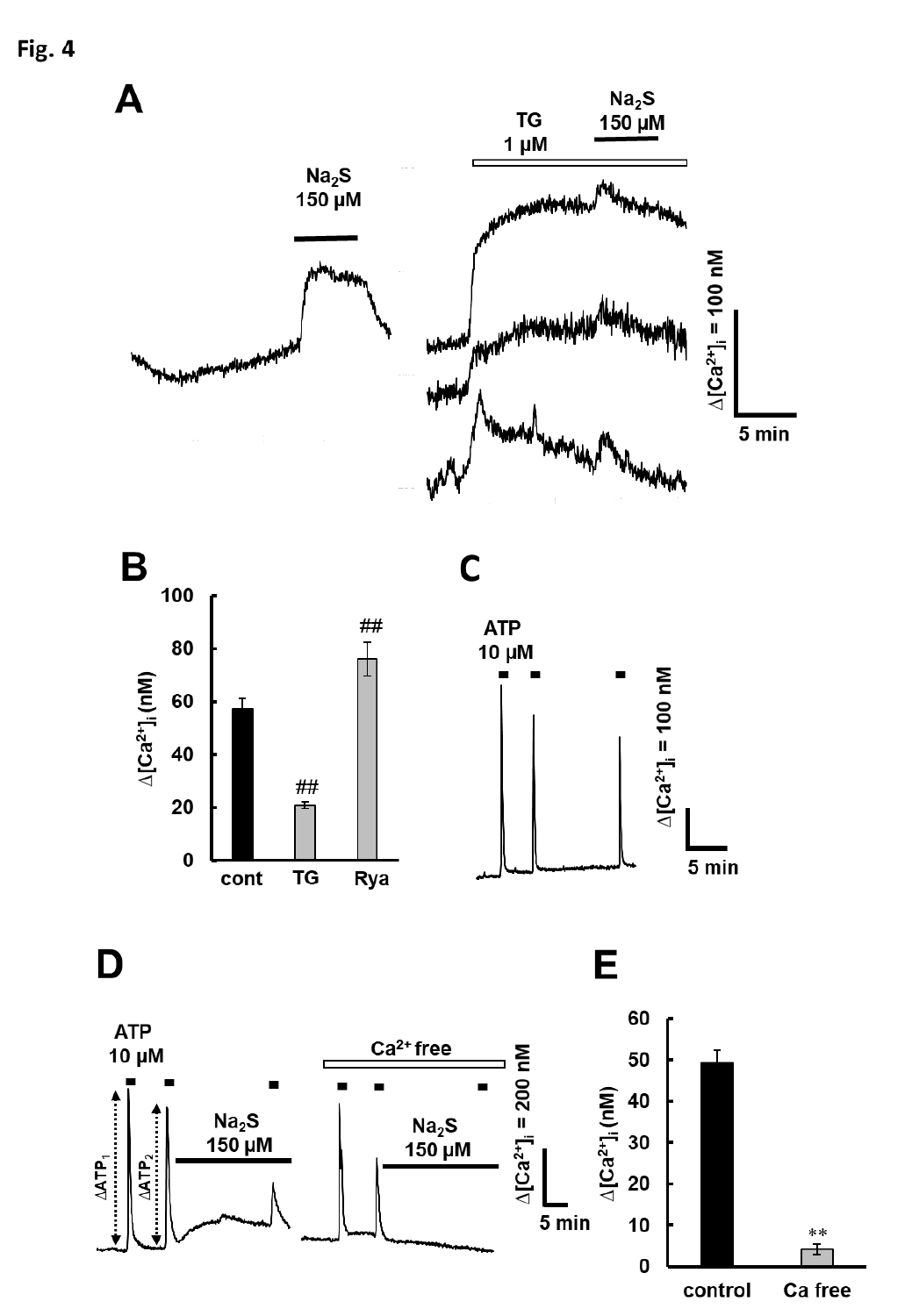Fig. 4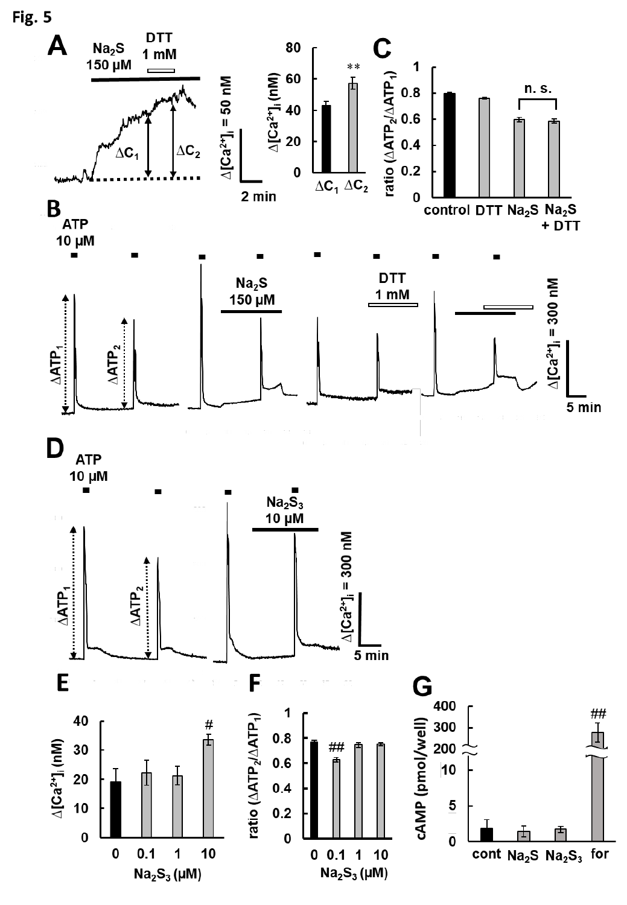Fig. 5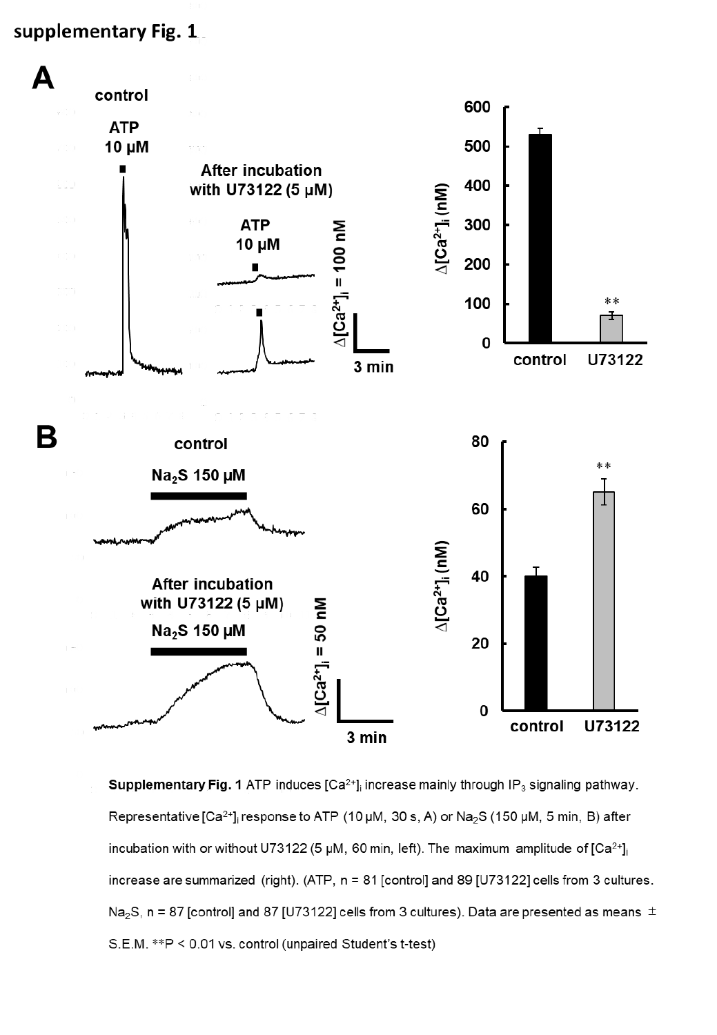supplementary Fig. 1

**Supplementary Fig. 1** ATP induces $[Ca^{2+}]_i$ increase mainly through $IP_3$ signaling pathway. Representative $[Ca^{2+}]_i$ response to ATP (10 μM, 30 s, A) or $Na_2S$ (150 μM, 5 min, B) after incubation with or without U73122 (5 μM, 60 min, left). The maximum amplitude of $[Ca^{2+}]_i$ increase are summarized (right). (ATP, n = 81 [control] and 89 [U73122] cells from 3 cultures. $Na_2S$, n = 87 [control] and 87 [U73122] cells from 3 cultures). Data are presented as means ± S.E.M. **P < 0.01 vs. control (unpaired Student's t-test)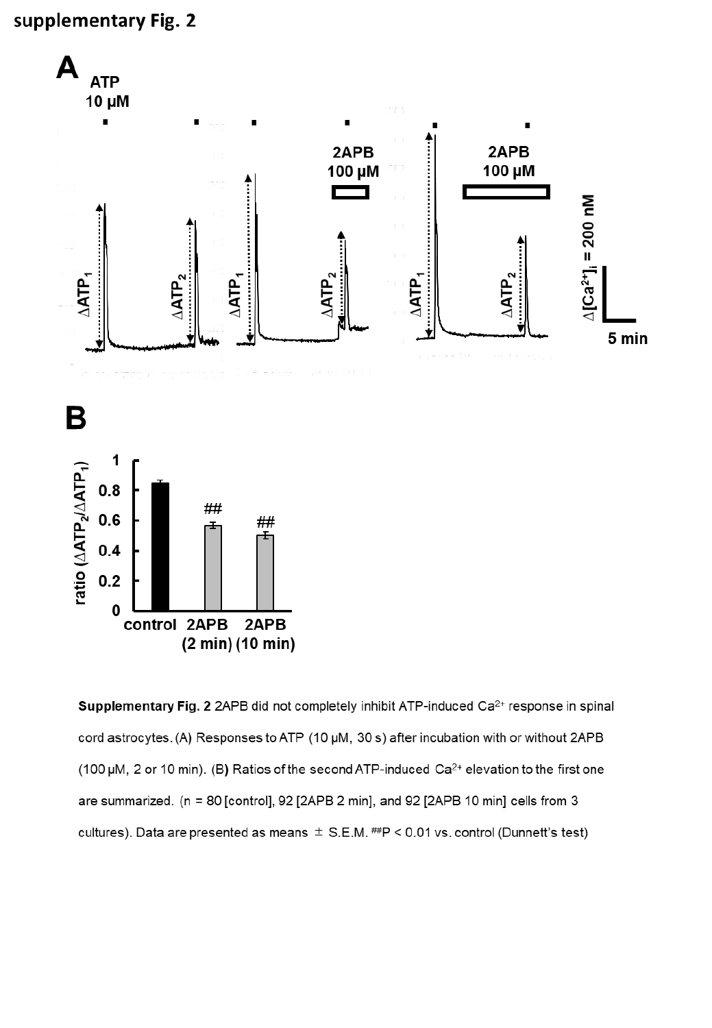supplementary Fig. 2

**Supplementary Fig. 2** 2APB did not completely inhibit ATP-induced $Ca^{2+}$ response in spinal cord astrocytes. (A) Responses to ATP (10 μM, 30 s) after incubation with or without 2APB (100 μM, 2 or 10 min). (B) Ratios of the second ATP-induced $Ca^{2+}$ elevation to the first one are summarized. (n = 80 [control], 92 [2APB 2 min], and 92 [2APB 10 min] cells from 3 cultures). Data are presented as means ± S.E.M. $^{\#\#}P < 0.01$ vs. control (Dunnett's test)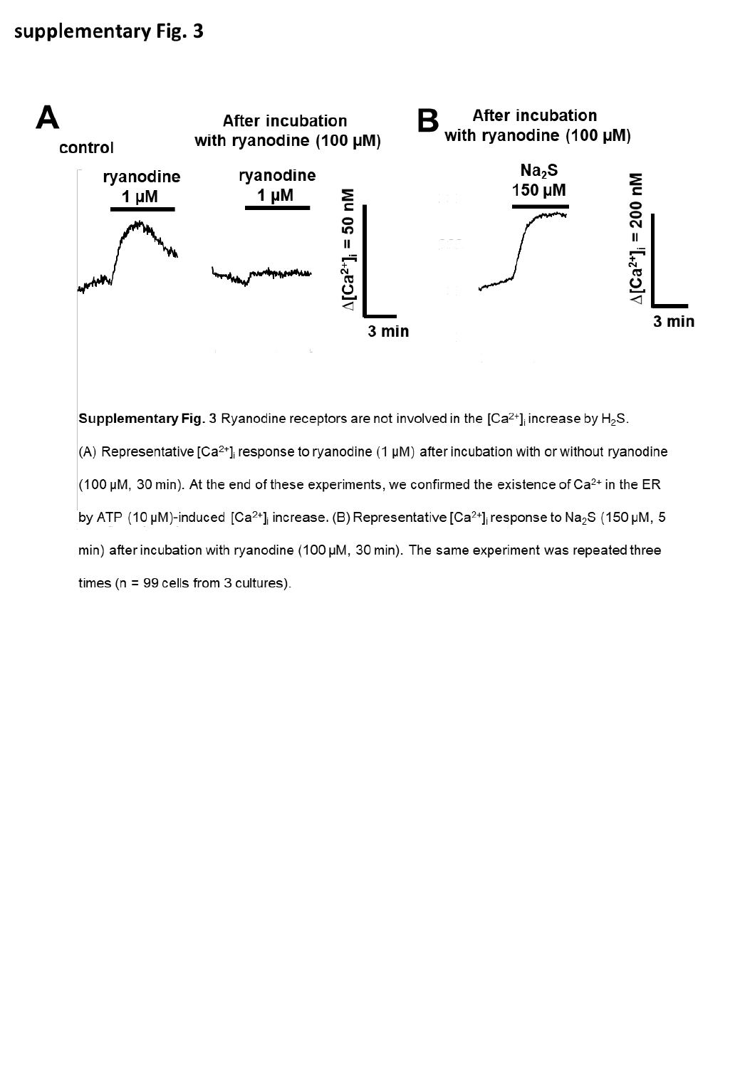supplementary Fig. 3

A

control

ryanodine 1 µM

After incubation with ryanodine (100 µM)

ryanodine 1 µM

$\Delta[Ca^{2+}]_i$ = 50 nM

3 min

B

After incubation with ryanodine (100 µM)

$Na_2S$ 150 µM

$\Delta[Ca^{2+}]_i$ = 200 nM

3 min

**Supplementary Fig.** 3 Ryanodine receptors are not involved in the $[Ca^{2+}]_i$ increase by $H_2S$. (A) Representative $[Ca^{2+}]_i$ response to ryanodine (1 µM) after incubation with or without ryanodine (100 µM, 30 min). At the end of these experiments, we confirmed the existence of $Ca^{2+}$ in the ER by ATP (10 µM)-induced $[Ca^{2+}]_i$ increase. (B) Representative $[Ca^{2+}]_i$ response to $Na_2S$ (150 µM, 5 min) after incubation with ryanodine (100 µM, 30 min). The same experiment was repeated three times (n = 99 cells from 3 cultures).